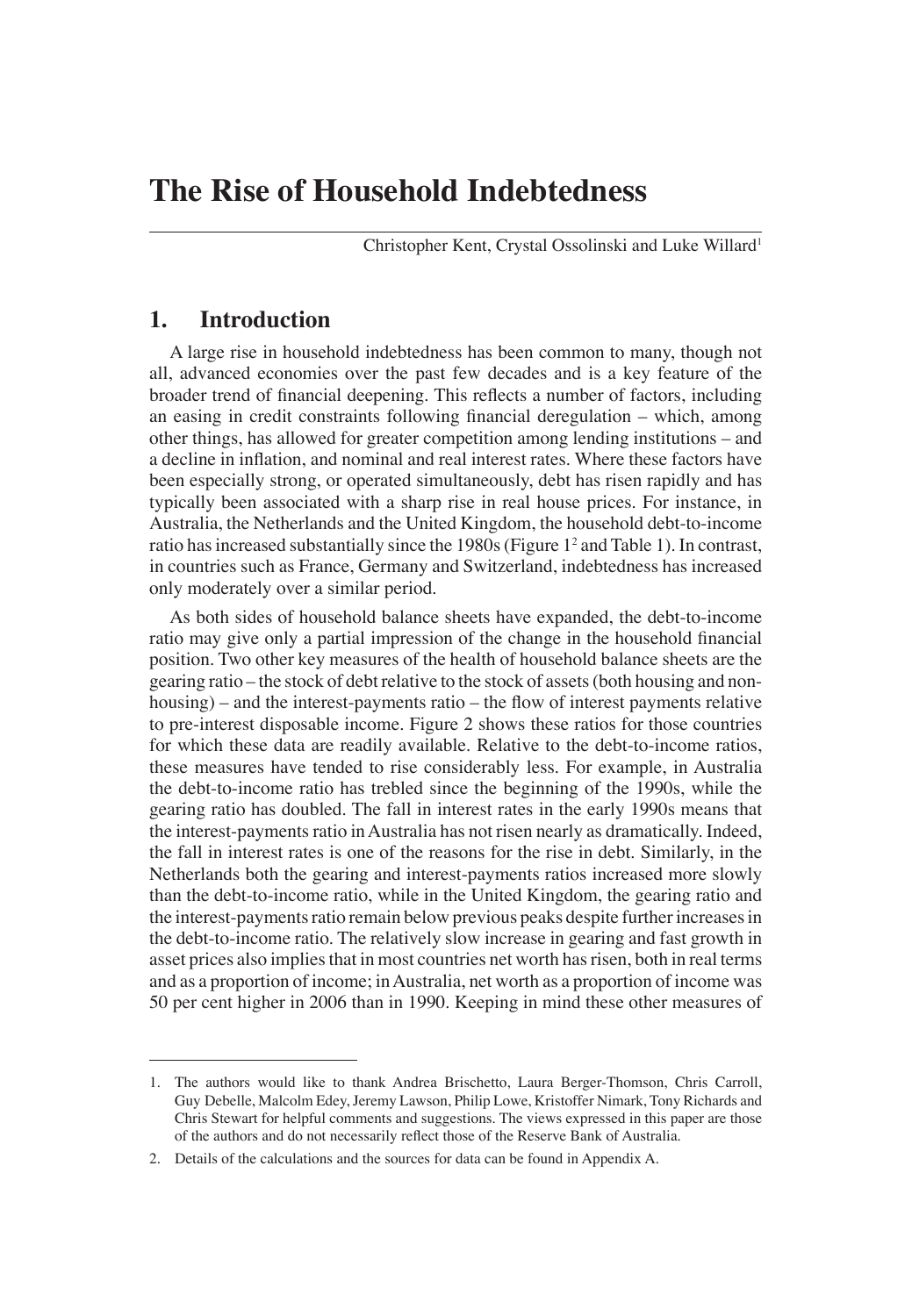# The Rise of Household Indebtedness

Christopher Kent, Crystal Ossolinski and Luke Willard[1]

## 1. Introduction

A large rise in household indebtedness has been common to many, though not all, advanced economies over the past few decades and is a key feature of the broader trend of financial deepening. This reflects a number of factors, including an easing in credit constraints following financial deregulation – which, among other things, has allowed for greater competition among lending institutions – and a decline in inflation, and nominal and real interest rates. Where these factors have been especially strong, or operated simultaneously, debt has risen rapidly and has typically been associated with a sharp rise in real house prices. For instance, in Australia, the Netherlands and the United Kingdom, the household debt-to-income ratio has increased substantially since the 1980s (Figure 1[2] and Table 1). In contrast, in countries such as France, Germany and Switzerland, indebtedness has increased only moderately over a similar period.

As both sides of household balance sheets have expanded, the debt-to-income ratio may give only a partial impression of the change in the household financial position. Two other key measures of the health of household balance sheets are the gearing ratio – the stock of debt relative to the stock of assets (both housing and non-housing) – and the interest-payments ratio – the flow of interest payments relative to pre-interest disposable income. Figure 2 shows these ratios for those countries for which these data are readily available. Relative to the debt-to-income ratios, these measures have tended to rise considerably less. For example, in Australia the debt-to-income ratio has trebled since the beginning of the 1990s, while the gearing ratio has doubled. The fall in interest rates in the early 1990s means that the interest-payments ratio in Australia has not risen nearly as dramatically. Indeed, the fall in interest rates is one of the reasons for the rise in debt. Similarly, in the Netherlands both the gearing and interest-payments ratios increased more slowly than the debt-to-income ratio, while in the United Kingdom, the gearing ratio and the interest-payments ratio remain below previous peaks despite further increases in the debt-to-income ratio. The relatively slow increase in gearing and fast growth in asset prices also implies that in most countries net worth has risen, both in real terms and as a proportion of income; in Australia, net worth as a proportion of income was 50 per cent higher in 2006 than in 1990. Keeping in mind these other measures of

---

1. The authors would like to thank Andrea Brischetto, Laura Berger-Thomson, Chris Carroll, Guy Debelle, Malcolm Edey, Jeremy Lawson, Philip Lowe, Kristoffer Nimark, Tony Richards and Chris Stewart for helpful comments and suggestions. The views expressed in this paper are those of the authors and do not necessarily reflect those of the Reserve Bank of Australia.

2. Details of the calculations and the sources for data can be found in Appendix A.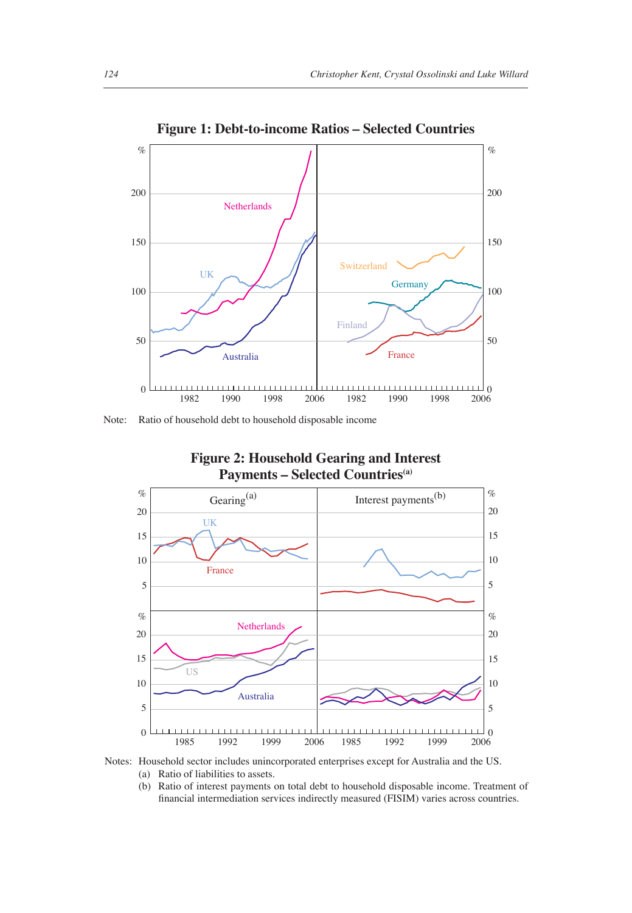**Figure 1: Debt-to-income Ratios – Selected Countries**

Note: Ratio of household debt to household disposable income

**Figure 2: Household Gearing and Interest Payments – Selected Countries[(a)]**

Notes: Household sector includes unincorporated enterprises except for Australia and the US.
(a) Ratio of liabilities to assets.
(b) Ratio of interest payments on total debt to household disposable income. Treatment of financial intermediation services indirectly measured (FISIM) varies across countries.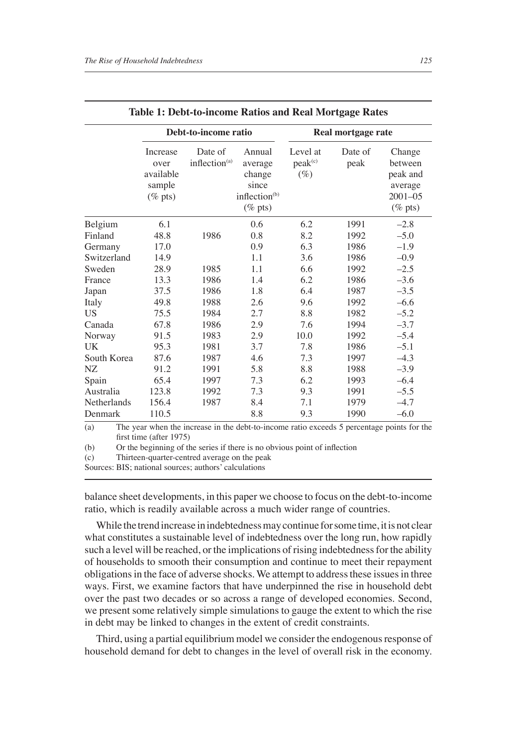**Table 1: Debt-to-income Ratios and Real Mortgage Rates**

| | Debt-to-income ratio | | | Real mortgage rate | | |
|---|---|---|---|---|---|---|
| | Increase over available sample (% pts) | Date of inflection[(a)] | Annual average change since inflection[(b)] (% pts) | Level at peak[(c)] (%) | Date of peak | Change between peak and average 2001–05 (% pts) |
| Belgium | 6.1 | | 0.6 | 6.2 | 1991 | –2.8 |
| Finland | 48.8 | 1986 | 0.8 | 8.2 | 1992 | –5.0 |
| Germany | 17.0 | | 0.9 | 6.3 | 1986 | –1.9 |
| Switzerland | 14.9 | | 1.1 | 3.6 | 1986 | –0.9 |
| Sweden | 28.9 | 1985 | 1.1 | 6.6 | 1992 | –2.5 |
| France | 13.3 | 1986 | 1.4 | 6.2 | 1986 | –3.6 |
| Japan | 37.5 | 1986 | 1.8 | 6.4 | 1987 | –3.5 |
| Italy | 49.8 | 1988 | 2.6 | 9.6 | 1992 | –6.6 |
| US | 75.5 | 1984 | 2.7 | 8.8 | 1982 | –5.2 |
| Canada | 67.8 | 1986 | 2.9 | 7.6 | 1994 | –3.7 |
| Norway | 91.5 | 1983 | 2.9 | 10.0 | 1992 | –5.4 |
| UK | 95.3 | 1981 | 3.7 | 7.8 | 1986 | –5.1 |
| South Korea | 87.6 | 1987 | 4.6 | 7.3 | 1997 | –4.3 |
| NZ | 91.2 | 1991 | 5.8 | 8.8 | 1988 | –3.9 |
| Spain | 65.4 | 1997 | 7.3 | 6.2 | 1993 | –6.4 |
| Australia | 123.8 | 1992 | 7.3 | 9.3 | 1991 | –5.5 |
| Netherlands | 156.4 | 1987 | 8.4 | 7.1 | 1979 | –4.7 |
| Denmark | 110.5 | | 8.8 | 9.3 | 1990 | –6.0 |

(a) The year when the increase in the debt-to-income ratio exceeds 5 percentage points for the first time (after 1975)

(b) Or the beginning of the series if there is no obvious point of inflection

(c) Thirteen-quarter-centred average on the peak

Sources: BIS; national sources; authors' calculations

balance sheet developments, in this paper we choose to focus on the debt-to-income ratio, which is readily available across a much wider range of countries.

While the trend increase in indebtedness may continue for some time, it is not clear what constitutes a sustainable level of indebtedness over the long run, how rapidly such a level will be reached, or the implications of rising indebtedness for the ability of households to smooth their consumption and continue to meet their repayment obligations in the face of adverse shocks. We attempt to address these issues in three ways. First, we examine factors that have underpinned the rise in household debt over the past two decades or so across a range of developed economies. Second, we present some relatively simple simulations to gauge the extent to which the rise in debt may be linked to changes in the extent of credit constraints.

Third, using a partial equilibrium model we consider the endogenous response of household demand for debt to changes in the level of overall risk in the economy.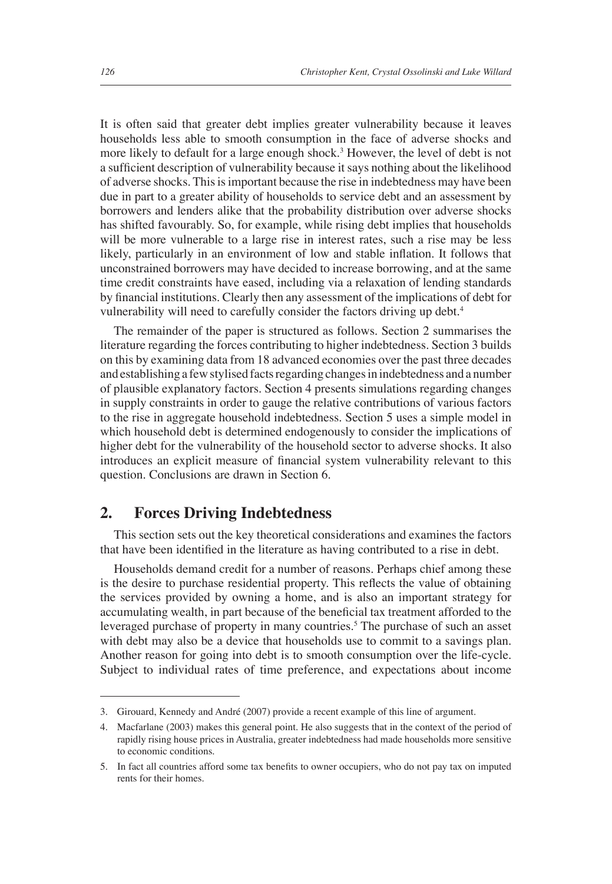It is often said that greater debt implies greater vulnerability because it leaves households less able to smooth consumption in the face of adverse shocks and more likely to default for a large enough shock.[3] However, the level of debt is not a sufficient description of vulnerability because it says nothing about the likelihood of adverse shocks. This is important because the rise in indebtedness may have been due in part to a greater ability of households to service debt and an assessment by borrowers and lenders alike that the probability distribution over adverse shocks has shifted favourably. So, for example, while rising debt implies that households will be more vulnerable to a large rise in interest rates, such a rise may be less likely, particularly in an environment of low and stable inflation. It follows that unconstrained borrowers may have decided to increase borrowing, and at the same time credit constraints have eased, including via a relaxation of lending standards by financial institutions. Clearly then any assessment of the implications of debt for vulnerability will need to carefully consider the factors driving up debt.[4]

The remainder of the paper is structured as follows. Section 2 summarises the literature regarding the forces contributing to higher indebtedness. Section 3 builds on this by examining data from 18 advanced economies over the past three decades and establishing a few stylised facts regarding changes in indebtedness and a number of plausible explanatory factors. Section 4 presents simulations regarding changes in supply constraints in order to gauge the relative contributions of various factors to the rise in aggregate household indebtedness. Section 5 uses a simple model in which household debt is determined endogenously to consider the implications of higher debt for the vulnerability of the household sector to adverse shocks. It also introduces an explicit measure of financial system vulnerability relevant to this question. Conclusions are drawn in Section 6.

## 2. Forces Driving Indebtedness

This section sets out the key theoretical considerations and examines the factors that have been identified in the literature as having contributed to a rise in debt.

Households demand credit for a number of reasons. Perhaps chief among these is the desire to purchase residential property. This reflects the value of obtaining the services provided by owning a home, and is also an important strategy for accumulating wealth, in part because of the beneficial tax treatment afforded to the leveraged purchase of property in many countries.[5] The purchase of such an asset with debt may also be a device that households use to commit to a savings plan. Another reason for going into debt is to smooth consumption over the life-cycle. Subject to individual rates of time preference, and expectations about income

---

3. Girouard, Kennedy and André (2007) provide a recent example of this line of argument.

4. Macfarlane (2003) makes this general point. He also suggests that in the context of the period of rapidly rising house prices in Australia, greater indebtedness had made households more sensitive to economic conditions.

5. In fact all countries afford some tax benefits to owner occupiers, who do not pay tax on imputed rents for their homes.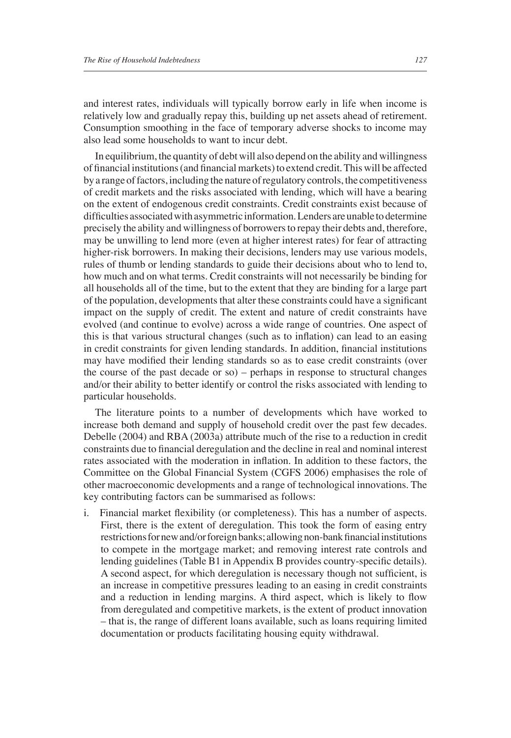and interest rates, individuals will typically borrow early in life when income is relatively low and gradually repay this, building up net assets ahead of retirement. Consumption smoothing in the face of temporary adverse shocks to income may also lead some households to want to incur debt.

In equilibrium, the quantity of debt will also depend on the ability and willingness of financial institutions (and financial markets) to extend credit. This will be affected by a range of factors, including the nature of regulatory controls, the competitiveness of credit markets and the risks associated with lending, which will have a bearing on the extent of endogenous credit constraints. Credit constraints exist because of difficulties associated with asymmetric information. Lenders are unable to determine precisely the ability and willingness of borrowers to repay their debts and, therefore, may be unwilling to lend more (even at higher interest rates) for fear of attracting higher-risk borrowers. In making their decisions, lenders may use various models, rules of thumb or lending standards to guide their decisions about who to lend to, how much and on what terms. Credit constraints will not necessarily be binding for all households all of the time, but to the extent that they are binding for a large part of the population, developments that alter these constraints could have a significant impact on the supply of credit. The extent and nature of credit constraints have evolved (and continue to evolve) across a wide range of countries. One aspect of this is that various structural changes (such as to inflation) can lead to an easing in credit constraints for given lending standards. In addition, financial institutions may have modified their lending standards so as to ease credit constraints (over the course of the past decade or so) – perhaps in response to structural changes and/or their ability to better identify or control the risks associated with lending to particular households.

The literature points to a number of developments which have worked to increase both demand and supply of household credit over the past few decades. Debelle (2004) and RBA (2003a) attribute much of the rise to a reduction in credit constraints due to financial deregulation and the decline in real and nominal interest rates associated with the moderation in inflation. In addition to these factors, the Committee on the Global Financial System (CGFS 2006) emphasises the role of other macroeconomic developments and a range of technological innovations. The key contributing factors can be summarised as follows:

i. Financial market flexibility (or completeness). This has a number of aspects. First, there is the extent of deregulation. This took the form of easing entry restrictions for new and/or foreign banks; allowing non-bank financial institutions to compete in the mortgage market; and removing interest rate controls and lending guidelines (Table B1 in Appendix B provides country-specific details). A second aspect, for which deregulation is necessary though not sufficient, is an increase in competitive pressures leading to an easing in credit constraints and a reduction in lending margins. A third aspect, which is likely to flow from deregulated and competitive markets, is the extent of product innovation – that is, the range of different loans available, such as loans requiring limited documentation or products facilitating housing equity withdrawal.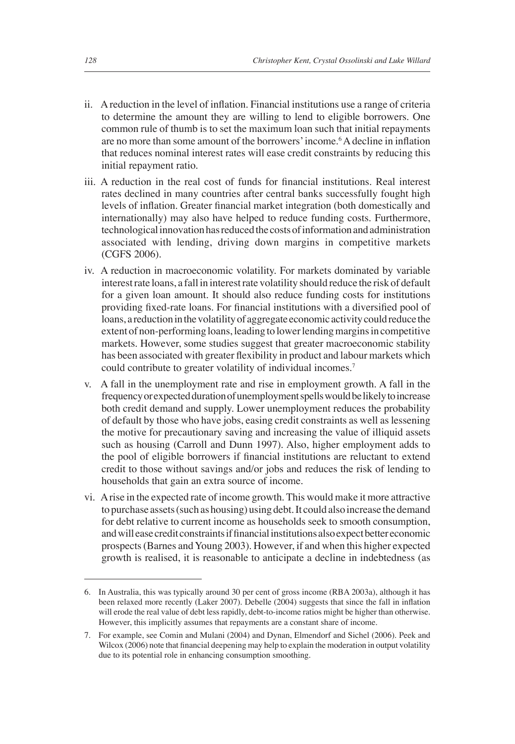ii. A reduction in the level of inflation. Financial institutions use a range of criteria to determine the amount they are willing to lend to eligible borrowers. One common rule of thumb is to set the maximum loan such that initial repayments are no more than some amount of the borrowers' income.[6] A decline in inflation that reduces nominal interest rates will ease credit constraints by reducing this initial repayment ratio.

iii. A reduction in the real cost of funds for financial institutions. Real interest rates declined in many countries after central banks successfully fought high levels of inflation. Greater financial market integration (both domestically and internationally) may also have helped to reduce funding costs. Furthermore, technological innovation has reduced the costs of information and administration associated with lending, driving down margins in competitive markets (CGFS 2006).

iv. A reduction in macroeconomic volatility. For markets dominated by variable interest rate loans, a fall in interest rate volatility should reduce the risk of default for a given loan amount. It should also reduce funding costs for institutions providing fixed-rate loans. For financial institutions with a diversified pool of loans, a reduction in the volatility of aggregate economic activity could reduce the extent of non-performing loans, leading to lower lending margins in competitive markets. However, some studies suggest that greater macroeconomic stability has been associated with greater flexibility in product and labour markets which could contribute to greater volatility of individual incomes.[7]

v. A fall in the unemployment rate and rise in employment growth. A fall in the frequency or expected duration of unemployment spells would be likely to increase both credit demand and supply. Lower unemployment reduces the probability of default by those who have jobs, easing credit constraints as well as lessening the motive for precautionary saving and increasing the value of illiquid assets such as housing (Carroll and Dunn 1997). Also, higher employment adds to the pool of eligible borrowers if financial institutions are reluctant to extend credit to those without savings and/or jobs and reduces the risk of lending to households that gain an extra source of income.

vi. A rise in the expected rate of income growth. This would make it more attractive to purchase assets (such as housing) using debt. It could also increase the demand for debt relative to current income as households seek to smooth consumption, and will ease credit constraints if financial institutions also expect better economic prospects (Barnes and Young 2003). However, if and when this higher expected growth is realised, it is reasonable to anticipate a decline in indebtedness (as

---

6. In Australia, this was typically around 30 per cent of gross income (RBA 2003a), although it has been relaxed more recently (Laker 2007). Debelle (2004) suggests that since the fall in inflation will erode the real value of debt less rapidly, debt-to-income ratios might be higher than otherwise. However, this implicitly assumes that repayments are a constant share of income.

7. For example, see Comin and Mulani (2004) and Dynan, Elmendorf and Sichel (2006). Peek and Wilcox (2006) note that financial deepening may help to explain the moderation in output volatility due to its potential role in enhancing consumption smoothing.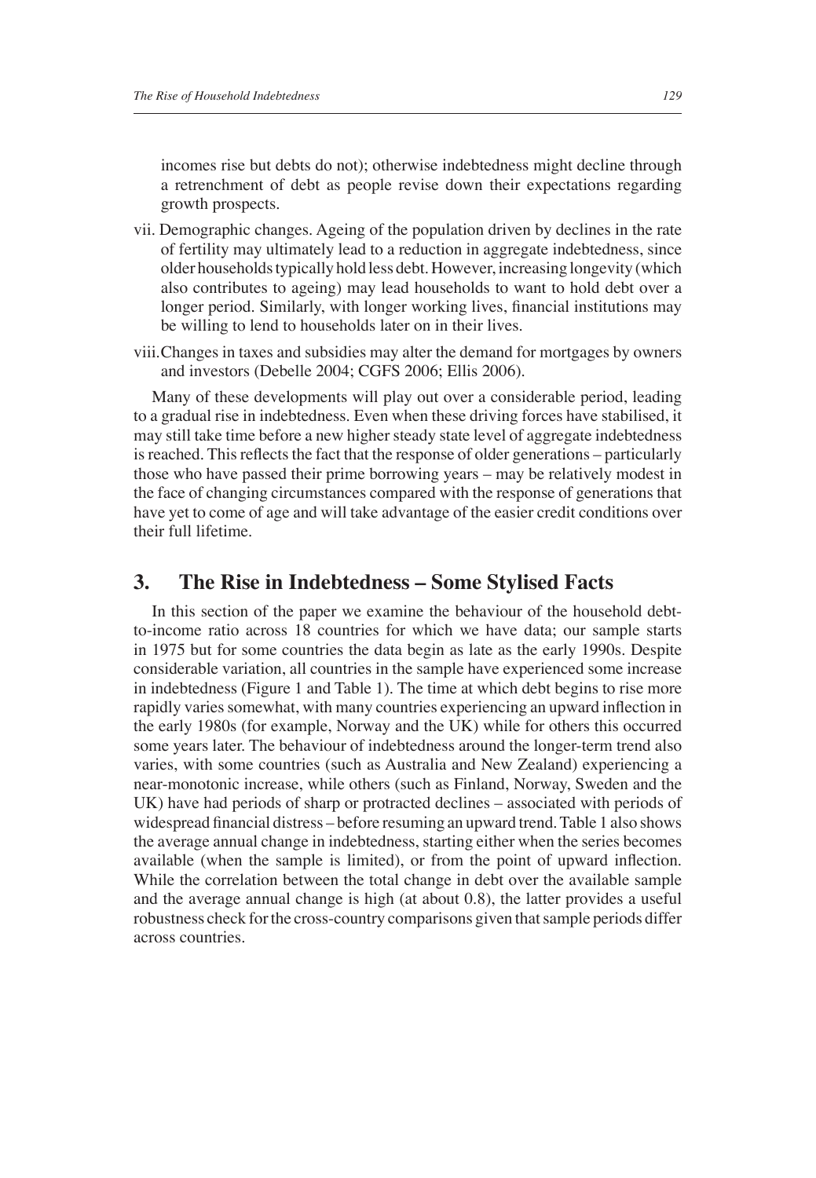incomes rise but debts do not); otherwise indebtedness might decline through a retrenchment of debt as people revise down their expectations regarding growth prospects.

vii. Demographic changes. Ageing of the population driven by declines in the rate of fertility may ultimately lead to a reduction in aggregate indebtedness, since older households typically hold less debt. However, increasing longevity (which also contributes to ageing) may lead households to want to hold debt over a longer period. Similarly, with longer working lives, financial institutions may be willing to lend to households later on in their lives.

viii. Changes in taxes and subsidies may alter the demand for mortgages by owners and investors (Debelle 2004; CGFS 2006; Ellis 2006).

Many of these developments will play out over a considerable period, leading to a gradual rise in indebtedness. Even when these driving forces have stabilised, it may still take time before a new higher steady state level of aggregate indebtedness is reached. This reflects the fact that the response of older generations – particularly those who have passed their prime borrowing years – may be relatively modest in the face of changing circumstances compared with the response of generations that have yet to come of age and will take advantage of the easier credit conditions over their full lifetime.

## 3. The Rise in Indebtedness – Some Stylised Facts

In this section of the paper we examine the behaviour of the household debt-to-income ratio across 18 countries for which we have data; our sample starts in 1975 but for some countries the data begin as late as the early 1990s. Despite considerable variation, all countries in the sample have experienced some increase in indebtedness (Figure 1 and Table 1). The time at which debt begins to rise more rapidly varies somewhat, with many countries experiencing an upward inflection in the early 1980s (for example, Norway and the UK) while for others this occurred some years later. The behaviour of indebtedness around the longer-term trend also varies, with some countries (such as Australia and New Zealand) experiencing a near-monotonic increase, while others (such as Finland, Norway, Sweden and the UK) have had periods of sharp or protracted declines – associated with periods of widespread financial distress – before resuming an upward trend. Table 1 also shows the average annual change in indebtedness, starting either when the series becomes available (when the sample is limited), or from the point of upward inflection. While the correlation between the total change in debt over the available sample and the average annual change is high (at about 0.8), the latter provides a useful robustness check for the cross-country comparisons given that sample periods differ across countries.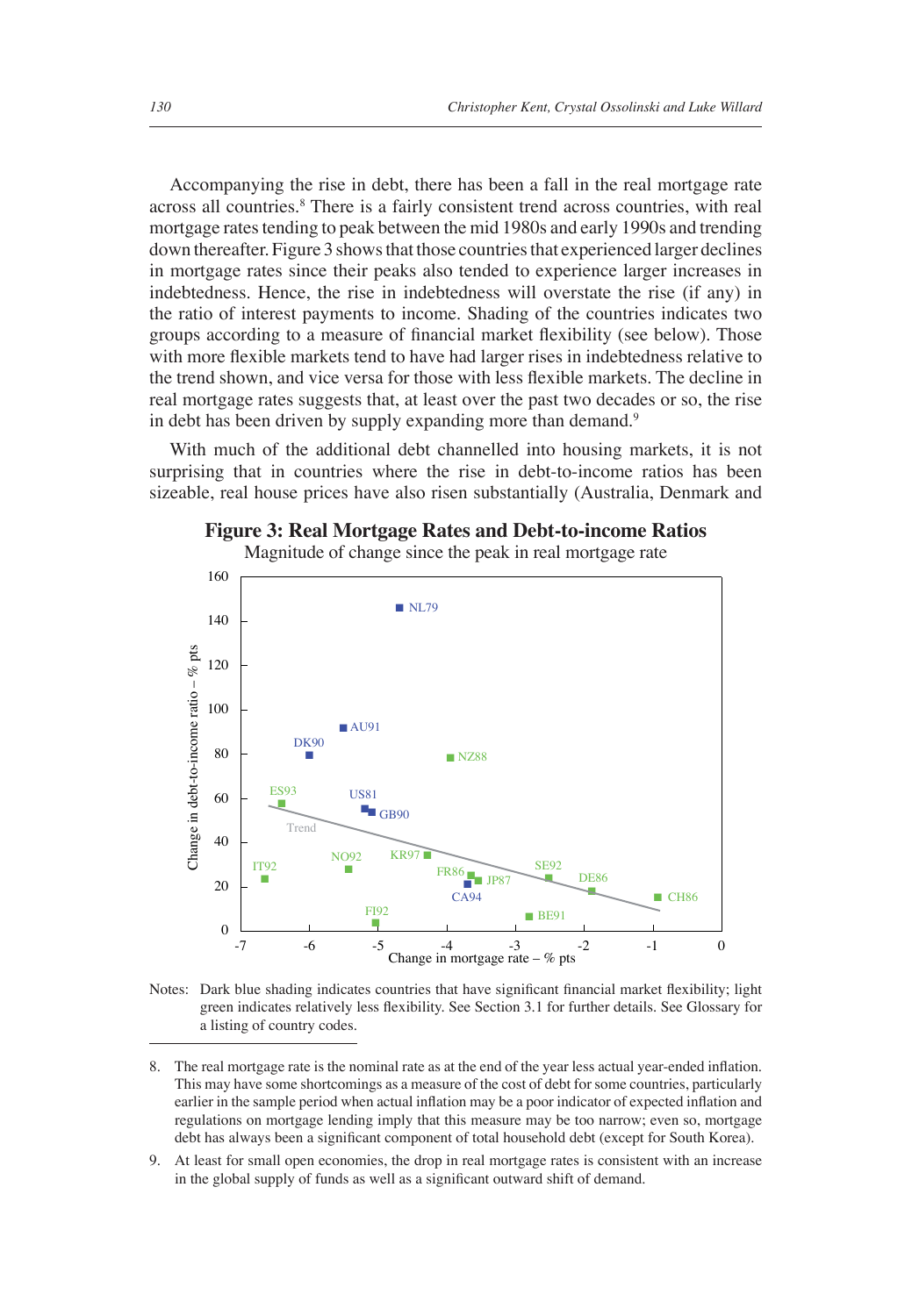Accompanying the rise in debt, there has been a fall in the real mortgage rate across all countries.[8] There is a fairly consistent trend across countries, with real mortgage rates tending to peak between the mid 1980s and early 1990s and trending down thereafter. Figure 3 shows that those countries that experienced larger declines in mortgage rates since their peaks also tended to experience larger increases in indebtedness. Hence, the rise in indebtedness will overstate the rise (if any) in the ratio of interest payments to income. Shading of the countries indicates two groups according to a measure of financial market flexibility (see below). Those with more flexible markets tend to have had larger rises in indebtedness relative to the trend shown, and vice versa for those with less flexible markets. The decline in real mortgage rates suggests that, at least over the past two decades or so, the rise in debt has been driven by supply expanding more than demand.[9]

With much of the additional debt channelled into housing markets, it is not surprising that in countries where the rise in debt-to-income ratios has been sizeable, real house prices have also risen substantially (Australia, Denmark and

**Figure 3: Real Mortgage Rates and Debt-to-income Ratios**

Magnitude of change since the peak in real mortgage rate

Notes: Dark blue shading indicates countries that have significant financial market flexibility; light green indicates relatively less flexibility. See Section 3.1 for further details. See Glossary for a listing of country codes.

---

8. The real mortgage rate is the nominal rate as at the end of the year less actual year-ended inflation. This may have some shortcomings as a measure of the cost of debt for some countries, particularly earlier in the sample period when actual inflation may be a poor indicator of expected inflation and regulations on mortgage lending imply that this measure may be too narrow; even so, mortgage debt has always been a significant component of total household debt (except for South Korea).

9. At least for small open economies, the drop in real mortgage rates is consistent with an increase in the global supply of funds as well as a significant outward shift of demand.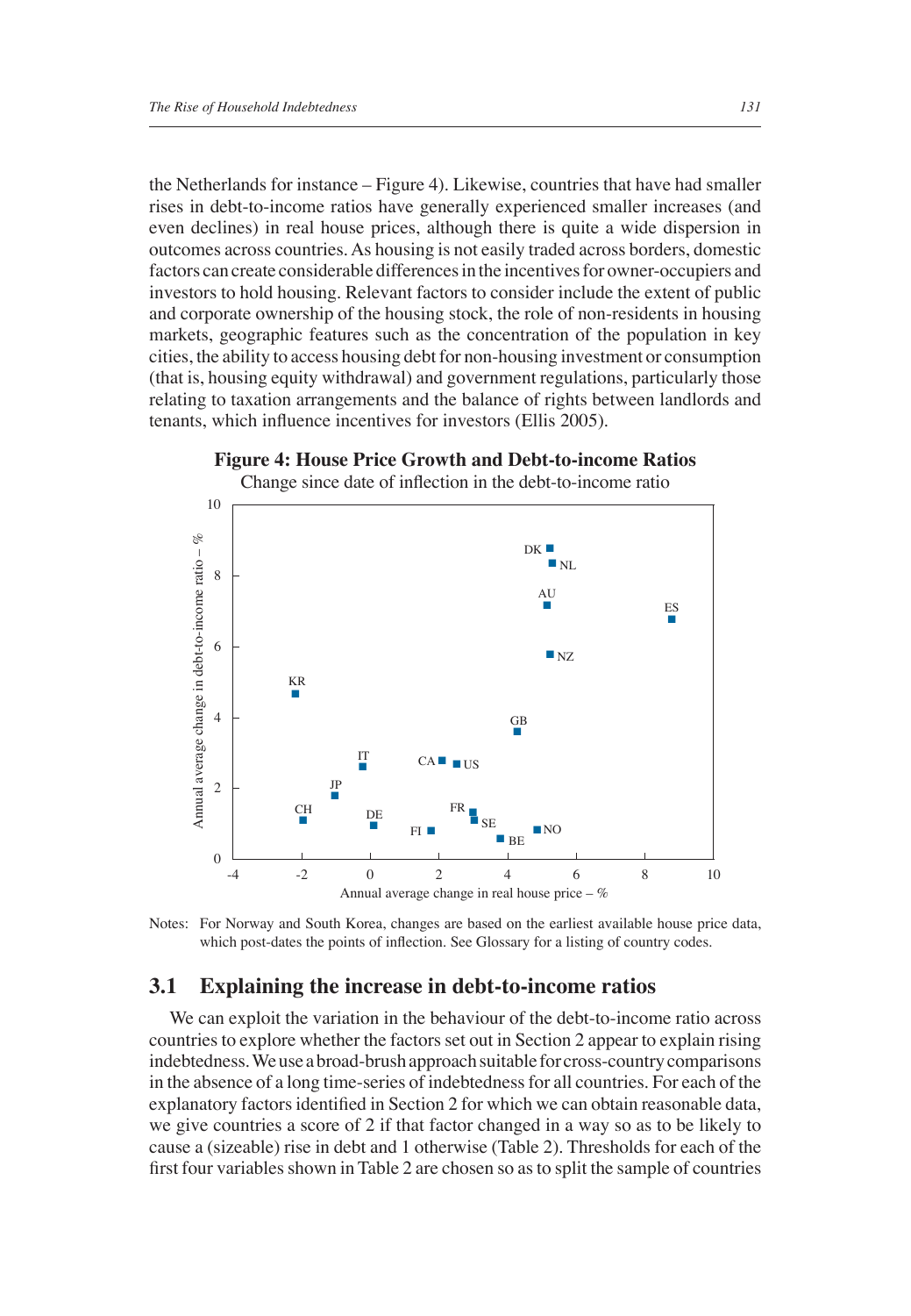the Netherlands for instance – Figure 4). Likewise, countries that have had smaller rises in debt-to-income ratios have generally experienced smaller increases (and even declines) in real house prices, although there is quite a wide dispersion in outcomes across countries. As housing is not easily traded across borders, domestic factors can create considerable differences in the incentives for owner-occupiers and investors to hold housing. Relevant factors to consider include the extent of public and corporate ownership of the housing stock, the role of non-residents in housing markets, geographic features such as the concentration of the population in key cities, the ability to access housing debt for non-housing investment or consumption (that is, housing equity withdrawal) and government regulations, particularly those relating to taxation arrangements and the balance of rights between landlords and tenants, which influence incentives for investors (Ellis 2005).

**Figure 4: House Price Growth and Debt-to-income Ratios**

Change since date of inflection in the debt-to-income ratio

Notes: For Norway and South Korea, changes are based on the earliest available house price data, which post-dates the points of inflection. See Glossary for a listing of country codes.

## 3.1 Explaining the increase in debt-to-income ratios

We can exploit the variation in the behaviour of the debt-to-income ratio across countries to explore whether the factors set out in Section 2 appear to explain rising indebtedness. We use a broad-brush approach suitable for cross-country comparisons in the absence of a long time-series of indebtedness for all countries. For each of the explanatory factors identified in Section 2 for which we can obtain reasonable data, we give countries a score of 2 if that factor changed in a way so as to be likely to cause a (sizeable) rise in debt and 1 otherwise (Table 2). Thresholds for each of the first four variables shown in Table 2 are chosen so as to split the sample of countries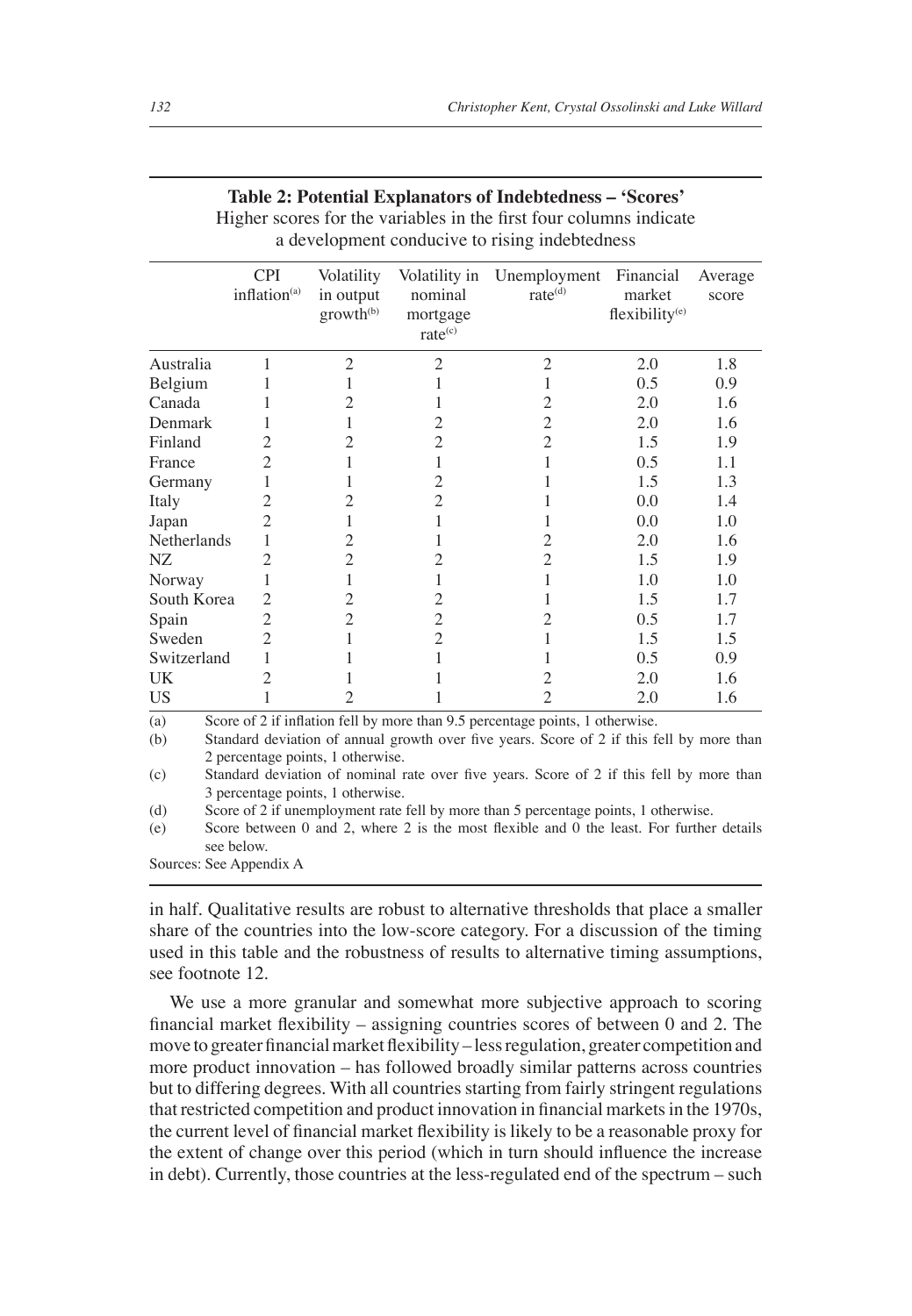**Table 2: Potential Explanators of Indebtedness – 'Scores'**
Higher scores for the variables in the first four columns indicate a development conducive to rising indebtedness

| | CPI inflation[(a)] | Volatility in output growth[(b)] | Volatility in nominal mortgage rate[(c)] | Unemployment rate[(d)] | Financial market flexibility[(e)] | Average score |
|---|---|---|---|---|---|---|
| Australia | 1 | 2 | 2 | 2 | 2.0 | 1.8 |
| Belgium | 1 | 1 | 1 | 1 | 0.5 | 0.9 |
| Canada | 1 | 2 | 1 | 2 | 2.0 | 1.6 |
| Denmark | 1 | 1 | 2 | 2 | 2.0 | 1.6 |
| Finland | 2 | 2 | 2 | 2 | 1.5 | 1.9 |
| France | 2 | 1 | 1 | 1 | 0.5 | 1.1 |
| Germany | 1 | 1 | 2 | 1 | 1.5 | 1.3 |
| Italy | 2 | 2 | 2 | 1 | 0.0 | 1.4 |
| Japan | 2 | 1 | 1 | 1 | 0.0 | 1.0 |
| Netherlands | 1 | 2 | 1 | 2 | 2.0 | 1.6 |
| NZ | 2 | 2 | 2 | 2 | 1.5 | 1.9 |
| Norway | 1 | 1 | 1 | 1 | 1.0 | 1.0 |
| South Korea | 2 | 2 | 2 | 1 | 1.5 | 1.7 |
| Spain | 2 | 2 | 2 | 2 | 0.5 | 1.7 |
| Sweden | 2 | 1 | 2 | 1 | 1.5 | 1.5 |
| Switzerland | 1 | 1 | 1 | 1 | 0.5 | 0.9 |
| UK | 2 | 1 | 1 | 2 | 2.0 | 1.6 |
| US | 1 | 2 | 1 | 2 | 2.0 | 1.6 |

(a) Score of 2 if inflation fell by more than 9.5 percentage points, 1 otherwise.

(b) Standard deviation of annual growth over five years. Score of 2 if this fell by more than 2 percentage points, 1 otherwise.

(c) Standard deviation of nominal rate over five years. Score of 2 if this fell by more than 3 percentage points, 1 otherwise.

(d) Score of 2 if unemployment rate fell by more than 5 percentage points, 1 otherwise.

(e) Score between 0 and 2, where 2 is the most flexible and 0 the least. For further details see below.

Sources: See Appendix A

in half. Qualitative results are robust to alternative thresholds that place a smaller share of the countries into the low-score category. For a discussion of the timing used in this table and the robustness of results to alternative timing assumptions, see footnote 12.

We use a more granular and somewhat more subjective approach to scoring financial market flexibility – assigning countries scores of between 0 and 2. The move to greater financial market flexibility – less regulation, greater competition and more product innovation – has followed broadly similar patterns across countries but to differing degrees. With all countries starting from fairly stringent regulations that restricted competition and product innovation in financial markets in the 1970s, the current level of financial market flexibility is likely to be a reasonable proxy for the extent of change over this period (which in turn should influence the increase in debt). Currently, those countries at the less-regulated end of the spectrum – such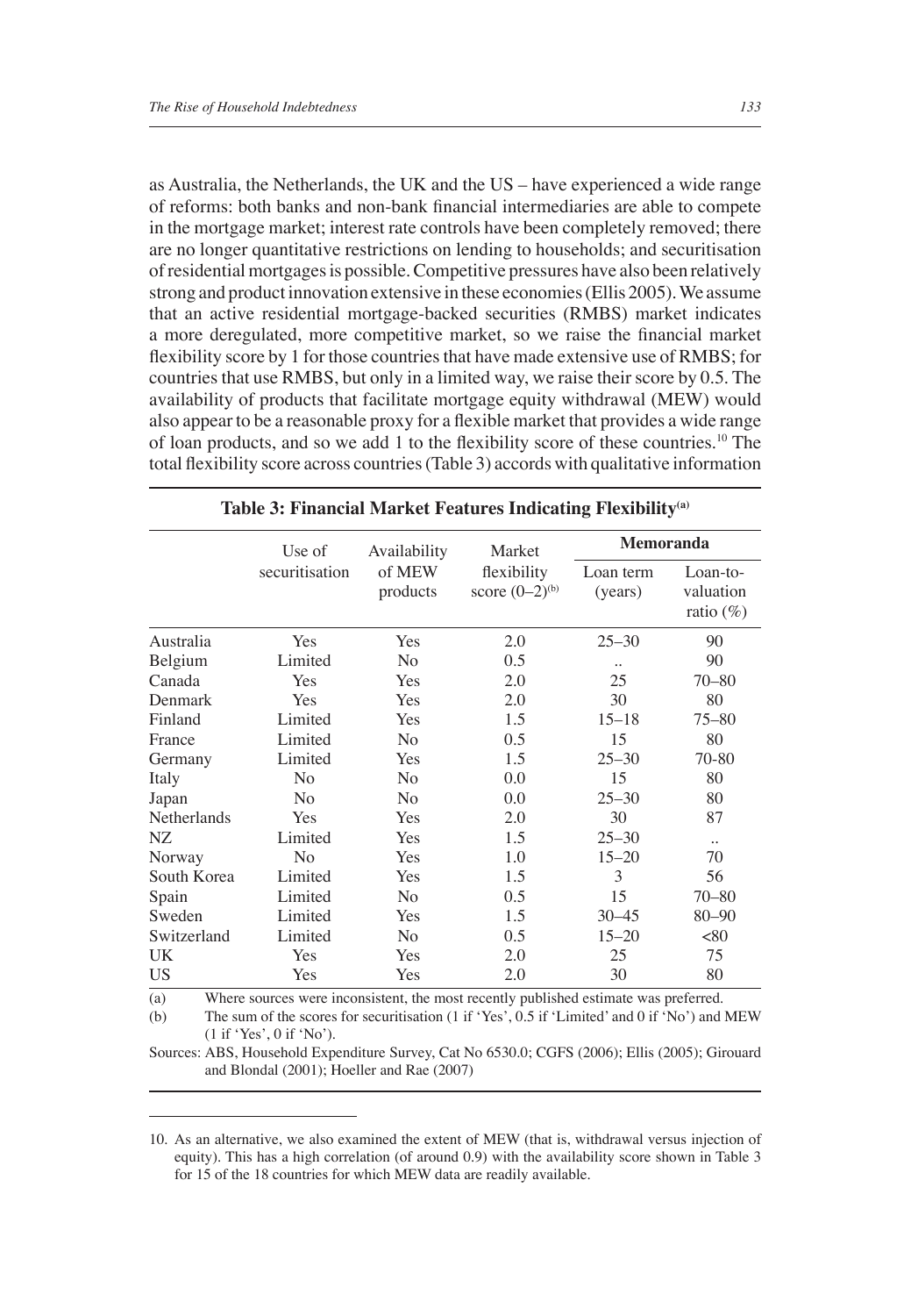as Australia, the Netherlands, the UK and the US – have experienced a wide range of reforms: both banks and non-bank financial intermediaries are able to compete in the mortgage market; interest rate controls have been completely removed; there are no longer quantitative restrictions on lending to households; and securitisation of residential mortgages is possible. Competitive pressures have also been relatively strong and product innovation extensive in these economies (Ellis 2005). We assume that an active residential mortgage-backed securities (RMBS) market indicates a more deregulated, more competitive market, so we raise the financial market flexibility score by 1 for those countries that have made extensive use of RMBS; for countries that use RMBS, but only in a limited way, we raise their score by 0.5. The availability of products that facilitate mortgage equity withdrawal (MEW) would also appear to be a reasonable proxy for a flexible market that provides a wide range of loan products, and so we add 1 to the flexibility score of these countries.[10] The total flexibility score across countries (Table 3) accords with qualitative information

**Table 3: Financial Market Features Indicating Flexibility[(a)]**

| | Use of securitisation | Availability of MEW products | Market flexibility score (0–2)[(b)] | Memoranda | |
|---|---|---|---|---|---|
| | | | | Loan term (years) | Loan-to-valuation ratio (%) |
| Australia | Yes | Yes | 2.0 | 25–30 | 90 |
| Belgium | Limited | No | 0.5 | .. | 90 |
| Canada | Yes | Yes | 2.0 | 25 | 70–80 |
| Denmark | Yes | Yes | 2.0 | 30 | 80 |
| Finland | Limited | Yes | 1.5 | 15–18 | 75–80 |
| France | Limited | No | 0.5 | 15 | 80 |
| Germany | Limited | Yes | 1.5 | 25–30 | 70-80 |
| Italy | No | No | 0.0 | 15 | 80 |
| Japan | No | No | 0.0 | 25–30 | 80 |
| Netherlands | Yes | Yes | 2.0 | 30 | 87 |
| NZ | Limited | Yes | 1.5 | 25–30 | .. |
| Norway | No | Yes | 1.0 | 15–20 | 70 |
| South Korea | Limited | Yes | 1.5 | 3 | 56 |
| Spain | Limited | No | 0.5 | 15 | 70–80 |
| Sweden | Limited | Yes | 1.5 | 30–45 | 80–90 |
| Switzerland | Limited | No | 0.5 | 15–20 | <80 |
| UK | Yes | Yes | 2.0 | 25 | 75 |
| US | Yes | Yes | 2.0 | 30 | 80 |

(a) Where sources were inconsistent, the most recently published estimate was preferred.

(b) The sum of the scores for securitisation (1 if 'Yes', 0.5 if 'Limited' and 0 if 'No') and MEW (1 if 'Yes', 0 if 'No').

Sources: ABS, Household Expenditure Survey, Cat No 6530.0; CGFS (2006); Ellis (2005); Girouard and Blondal (2001); Hoeller and Rae (2007)

10. As an alternative, we also examined the extent of MEW (that is, withdrawal versus injection of equity). This has a high correlation (of around 0.9) with the availability score shown in Table 3 for 15 of the 18 countries for which MEW data are readily available.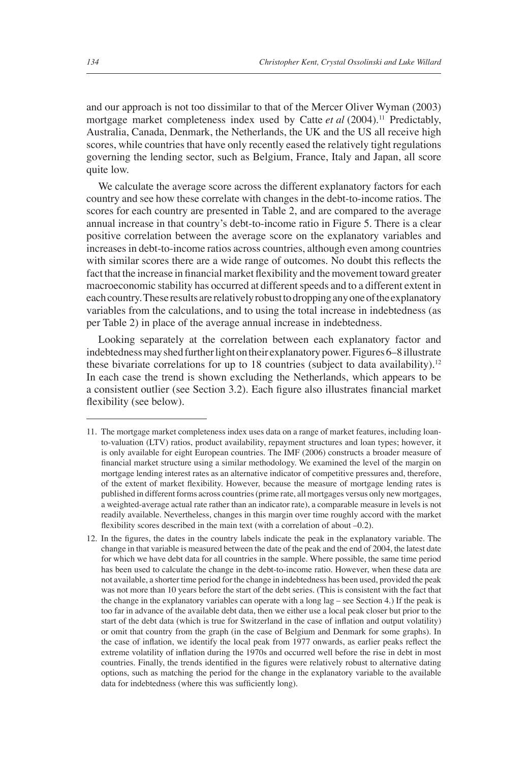and our approach is not too dissimilar to that of the Mercer Oliver Wyman (2003) mortgage market completeness index used by Catte *et al* (2004).[11] Predictably, Australia, Canada, Denmark, the Netherlands, the UK and the US all receive high scores, while countries that have only recently eased the relatively tight regulations governing the lending sector, such as Belgium, France, Italy and Japan, all score quite low.

We calculate the average score across the different explanatory factors for each country and see how these correlate with changes in the debt-to-income ratios. The scores for each country are presented in Table 2, and are compared to the average annual increase in that country's debt-to-income ratio in Figure 5. There is a clear positive correlation between the average score on the explanatory variables and increases in debt-to-income ratios across countries, although even among countries with similar scores there are a wide range of outcomes. No doubt this reflects the fact that the increase in financial market flexibility and the movement toward greater macroeconomic stability has occurred at different speeds and to a different extent in each country. These results are relatively robust to dropping any one of the explanatory variables from the calculations, and to using the total increase in indebtedness (as per Table 2) in place of the average annual increase in indebtedness.

Looking separately at the correlation between each explanatory factor and indebtedness may shed further light on their explanatory power. Figures 6–8 illustrate these bivariate correlations for up to 18 countries (subject to data availability).[12] In each case the trend is shown excluding the Netherlands, which appears to be a consistent outlier (see Section 3.2). Each figure also illustrates financial market flexibility (see below).

---

11. The mortgage market completeness index uses data on a range of market features, including loan-to-valuation (LTV) ratios, product availability, repayment structures and loan types; however, it is only available for eight European countries. The IMF (2006) constructs a broader measure of financial market structure using a similar methodology. We examined the level of the margin on mortgage lending interest rates as an alternative indicator of competitive pressures and, therefore, of the extent of market flexibility. However, because the measure of mortgage lending rates is published in different forms across countries (prime rate, all mortgages versus only new mortgages, a weighted-average actual rate rather than an indicator rate), a comparable measure in levels is not readily available. Nevertheless, changes in this margin over time roughly accord with the market flexibility scores described in the main text (with a correlation of about –0.2).

12. In the figures, the dates in the country labels indicate the peak in the explanatory variable. The change in that variable is measured between the date of the peak and the end of 2004, the latest date for which we have debt data for all countries in the sample. Where possible, the same time period has been used to calculate the change in the debt-to-income ratio. However, when these data are not available, a shorter time period for the change in indebtedness has been used, provided the peak was not more than 10 years before the start of the debt series. (This is consistent with the fact that the change in the explanatory variables can operate with a long lag – see Section 4.) If the peak is too far in advance of the available debt data, then we either use a local peak closer but prior to the start of the debt data (which is true for Switzerland in the case of inflation and output volatility) or omit that country from the graph (in the case of Belgium and Denmark for some graphs). In the case of inflation, we identify the local peak from 1977 onwards, as earlier peaks reflect the extreme volatility of inflation during the 1970s and occurred well before the rise in debt in most countries. Finally, the trends identified in the figures were relatively robust to alternative dating options, such as matching the period for the change in the explanatory variable to the available data for indebtedness (where this was sufficiently long).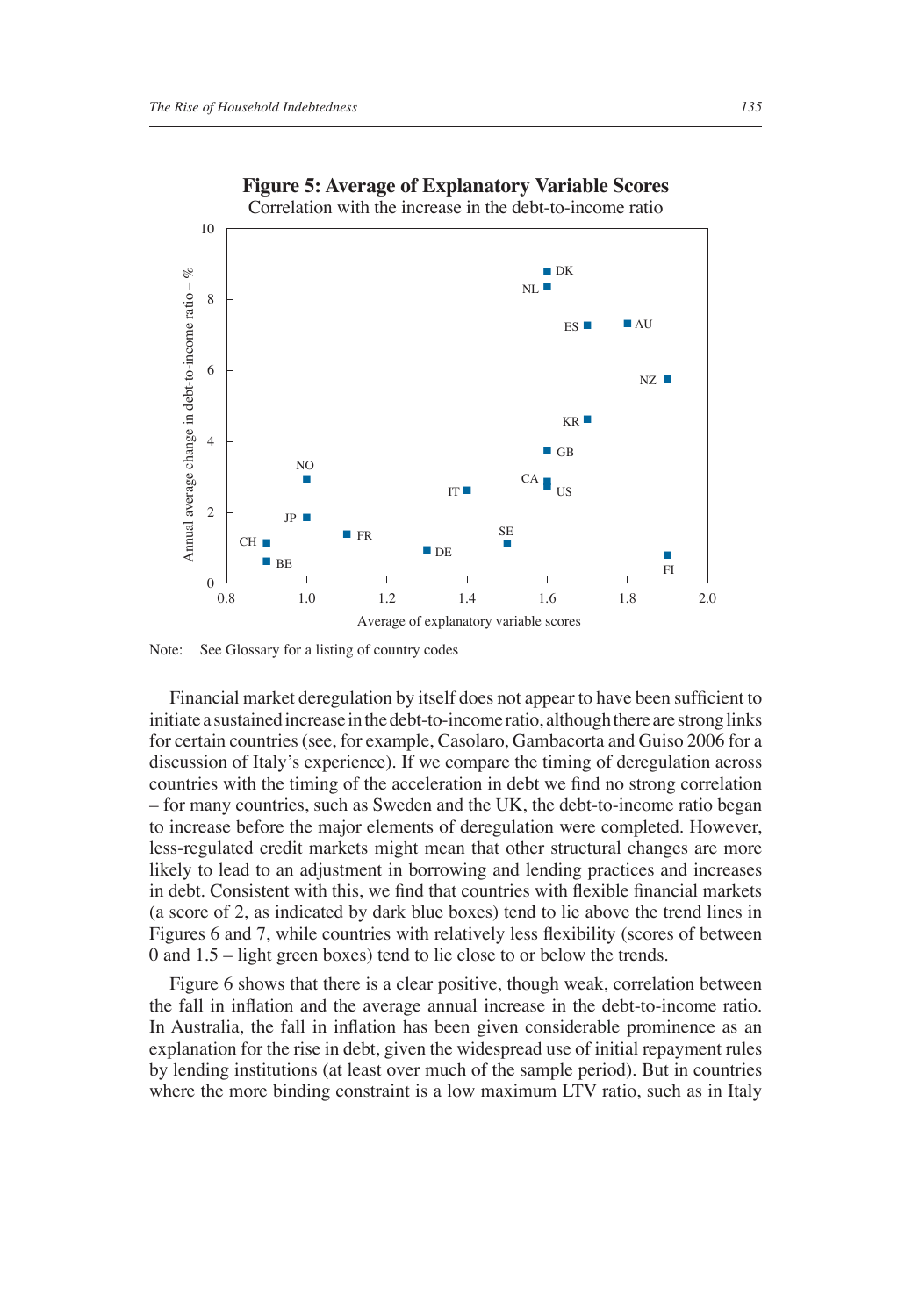**Figure 5: Average of Explanatory Variable Scores**

Correlation with the increase in the debt-to-income ratio

Note: See Glossary for a listing of country codes

Financial market deregulation by itself does not appear to have been sufficient to initiate a sustained increase in the debt-to-income ratio, although there are strong links for certain countries (see, for example, Casolaro, Gambacorta and Guiso 2006 for a discussion of Italy's experience). If we compare the timing of deregulation across countries with the timing of the acceleration in debt we find no strong correlation – for many countries, such as Sweden and the UK, the debt-to-income ratio began to increase before the major elements of deregulation were completed. However, less-regulated credit markets might mean that other structural changes are more likely to lead to an adjustment in borrowing and lending practices and increases in debt. Consistent with this, we find that countries with flexible financial markets (a score of 2, as indicated by dark blue boxes) tend to lie above the trend lines in Figures 6 and 7, while countries with relatively less flexibility (scores of between 0 and 1.5 – light green boxes) tend to lie close to or below the trends.

Figure 6 shows that there is a clear positive, though weak, correlation between the fall in inflation and the average annual increase in the debt-to-income ratio. In Australia, the fall in inflation has been given considerable prominence as an explanation for the rise in debt, given the widespread use of initial repayment rules by lending institutions (at least over much of the sample period). But in countries where the more binding constraint is a low maximum LTV ratio, such as in Italy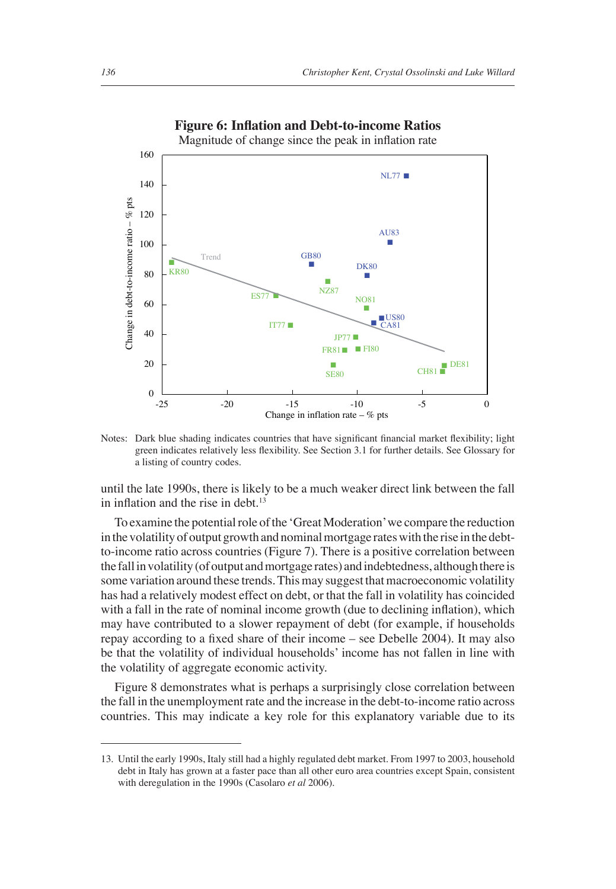**Figure 6: Inflation and Debt-to-income Ratios**

Magnitude of change since the peak in inflation rate

Notes: Dark blue shading indicates countries that have significant financial market flexibility; light green indicates relatively less flexibility. See Section 3.1 for further details. See Glossary for a listing of country codes.

until the late 1990s, there is likely to be a much weaker direct link between the fall in inflation and the rise in debt.[13]

To examine the potential role of the 'Great Moderation' we compare the reduction in the volatility of output growth and nominal mortgage rates with the rise in the debt-to-income ratio across countries (Figure 7). There is a positive correlation between the fall in volatility (of output and mortgage rates) and indebtedness, although there is some variation around these trends. This may suggest that macroeconomic volatility has had a relatively modest effect on debt, or that the fall in volatility has coincided with a fall in the rate of nominal income growth (due to declining inflation), which may have contributed to a slower repayment of debt (for example, if households repay according to a fixed share of their income – see Debelle 2004). It may also be that the volatility of individual households' income has not fallen in line with the volatility of aggregate economic activity.

Figure 8 demonstrates what is perhaps a surprisingly close correlation between the fall in the unemployment rate and the increase in the debt-to-income ratio across countries. This may indicate a key role for this explanatory variable due to its

13. Until the early 1990s, Italy still had a highly regulated debt market. From 1997 to 2003, household debt in Italy has grown at a faster pace than all other euro area countries except Spain, consistent with deregulation in the 1990s (Casolaro *et al* 2006).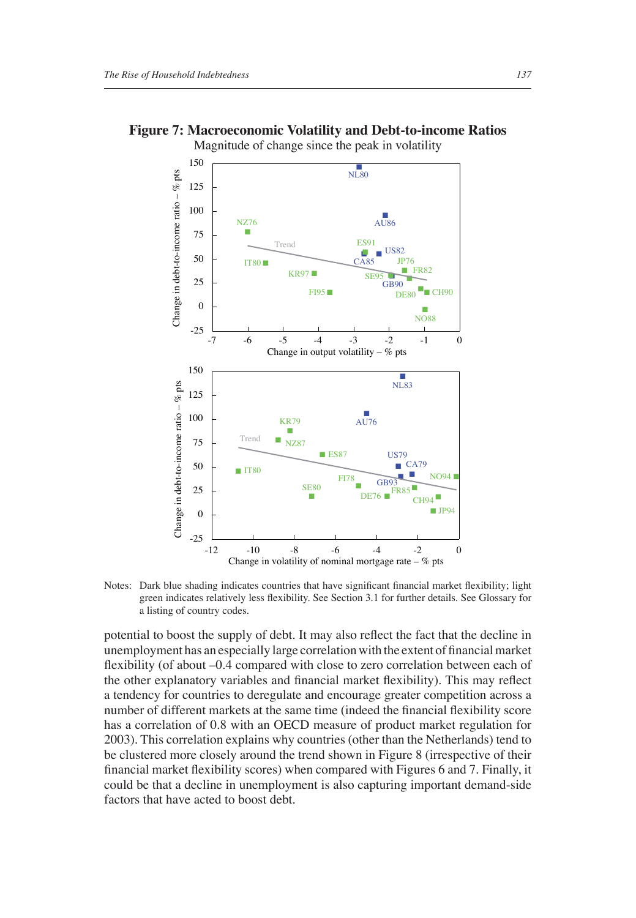**Figure 7: Macroeconomic Volatility and Debt-to-income Ratios**

Magnitude of change since the peak in volatility

Notes: Dark blue shading indicates countries that have significant financial market flexibility; light green indicates relatively less flexibility. See Section 3.1 for further details. See Glossary for a listing of country codes.

potential to boost the supply of debt. It may also reflect the fact that the decline in unemployment has an especially large correlation with the extent of financial market flexibility (of about –0.4 compared with close to zero correlation between each of the other explanatory variables and financial market flexibility). This may reflect a tendency for countries to deregulate and encourage greater competition across a number of different markets at the same time (indeed the financial flexibility score has a correlation of 0.8 with an OECD measure of product market regulation for 2003). This correlation explains why countries (other than the Netherlands) tend to be clustered more closely around the trend shown in Figure 8 (irrespective of their financial market flexibility scores) when compared with Figures 6 and 7. Finally, it could be that a decline in unemployment is also capturing important demand-side factors that have acted to boost debt.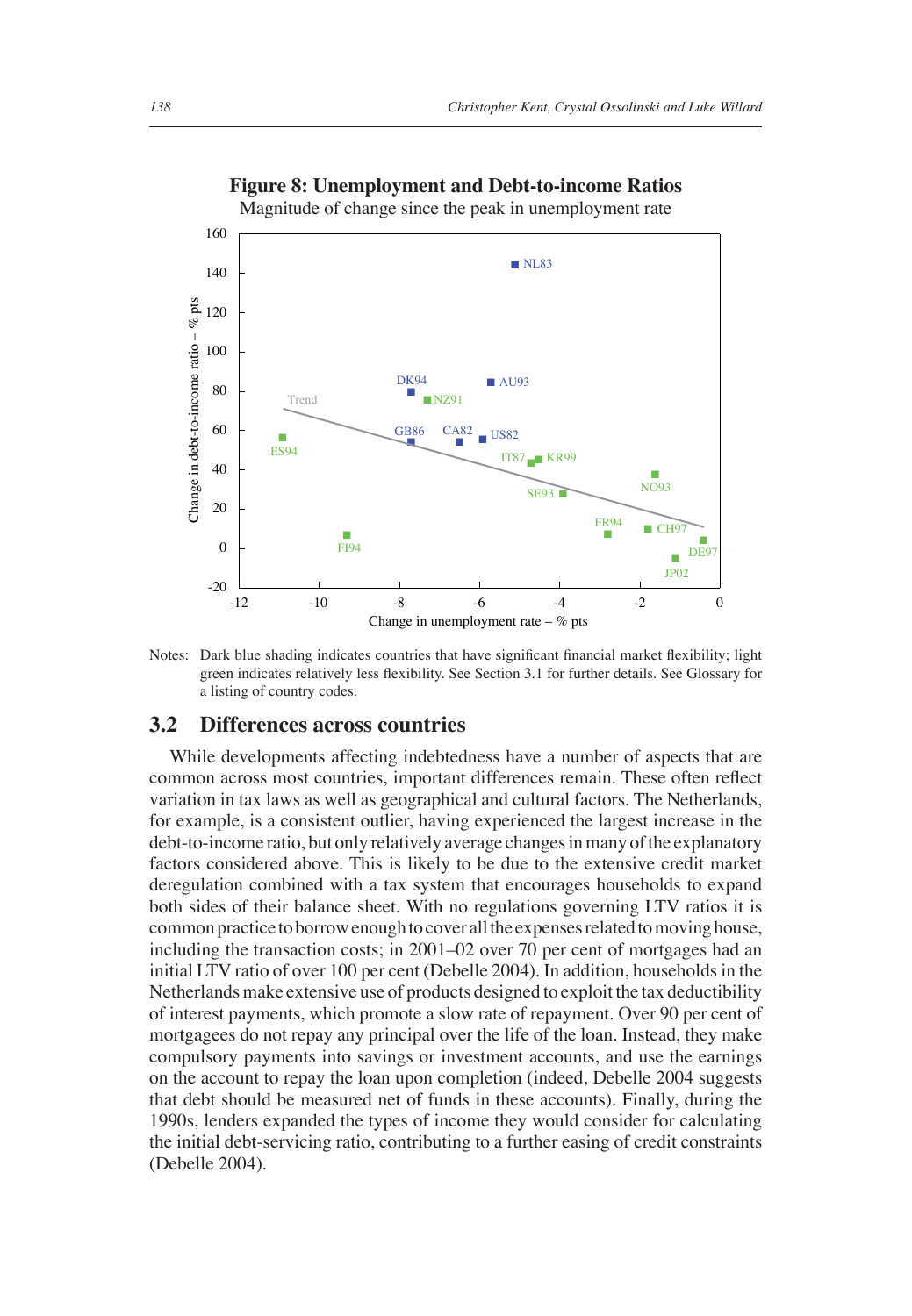**Figure 8: Unemployment and Debt-to-income Ratios**

Magnitude of change since the peak in unemployment rate

Notes: Dark blue shading indicates countries that have significant financial market flexibility; light green indicates relatively less flexibility. See Section 3.1 for further details. See Glossary for a listing of country codes.

## 3.2 Differences across countries

While developments affecting indebtedness have a number of aspects that are common across most countries, important differences remain. These often reflect variation in tax laws as well as geographical and cultural factors. The Netherlands, for example, is a consistent outlier, having experienced the largest increase in the debt-to-income ratio, but only relatively average changes in many of the explanatory factors considered above. This is likely to be due to the extensive credit market deregulation combined with a tax system that encourages households to expand both sides of their balance sheet. With no regulations governing LTV ratios it is common practice to borrow enough to cover all the expenses related to moving house, including the transaction costs; in 2001–02 over 70 per cent of mortgages had an initial LTV ratio of over 100 per cent (Debelle 2004). In addition, households in the Netherlands make extensive use of products designed to exploit the tax deductibility of interest payments, which promote a slow rate of repayment. Over 90 per cent of mortgagees do not repay any principal over the life of the loan. Instead, they make compulsory payments into savings or investment accounts, and use the earnings on the account to repay the loan upon completion (indeed, Debelle 2004 suggests that debt should be measured net of funds in these accounts). Finally, during the 1990s, lenders expanded the types of income they would consider for calculating the initial debt-servicing ratio, contributing to a further easing of credit constraints (Debelle 2004).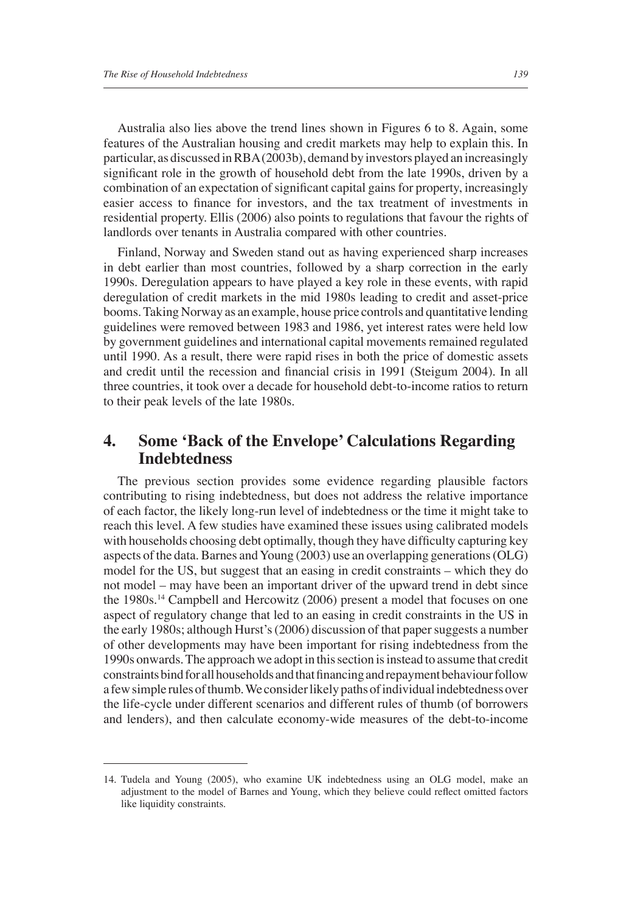Australia also lies above the trend lines shown in Figures 6 to 8. Again, some features of the Australian housing and credit markets may help to explain this. In particular, as discussed in RBA (2003b), demand by investors played an increasingly significant role in the growth of household debt from the late 1990s, driven by a combination of an expectation of significant capital gains for property, increasingly easier access to finance for investors, and the tax treatment of investments in residential property. Ellis (2006) also points to regulations that favour the rights of landlords over tenants in Australia compared with other countries.

Finland, Norway and Sweden stand out as having experienced sharp increases in debt earlier than most countries, followed by a sharp correction in the early 1990s. Deregulation appears to have played a key role in these events, with rapid deregulation of credit markets in the mid 1980s leading to credit and asset-price booms. Taking Norway as an example, house price controls and quantitative lending guidelines were removed between 1983 and 1986, yet interest rates were held low by government guidelines and international capital movements remained regulated until 1990. As a result, there were rapid rises in both the price of domestic assets and credit until the recession and financial crisis in 1991 (Steigum 2004). In all three countries, it took over a decade for household debt-to-income ratios to return to their peak levels of the late 1980s.

## 4. Some 'Back of the Envelope' Calculations Regarding Indebtedness

The previous section provides some evidence regarding plausible factors contributing to rising indebtedness, but does not address the relative importance of each factor, the likely long-run level of indebtedness or the time it might take to reach this level. A few studies have examined these issues using calibrated models with households choosing debt optimally, though they have difficulty capturing key aspects of the data. Barnes and Young (2003) use an overlapping generations (OLG) model for the US, but suggest that an easing in credit constraints – which they do not model – may have been an important driver of the upward trend in debt since the 1980s.[14] Campbell and Hercowitz (2006) present a model that focuses on one aspect of regulatory change that led to an easing in credit constraints in the US in the early 1980s; although Hurst's (2006) discussion of that paper suggests a number of other developments may have been important for rising indebtedness from the 1990s onwards. The approach we adopt in this section is instead to assume that credit constraints bind for all households and that financing and repayment behaviour follow a few simple rules of thumb. We consider likely paths of individual indebtedness over the life-cycle under different scenarios and different rules of thumb (of borrowers and lenders), and then calculate economy-wide measures of the debt-to-income

---

14. Tudela and Young (2005), who examine UK indebtedness using an OLG model, make an adjustment to the model of Barnes and Young, which they believe could reflect omitted factors like liquidity constraints.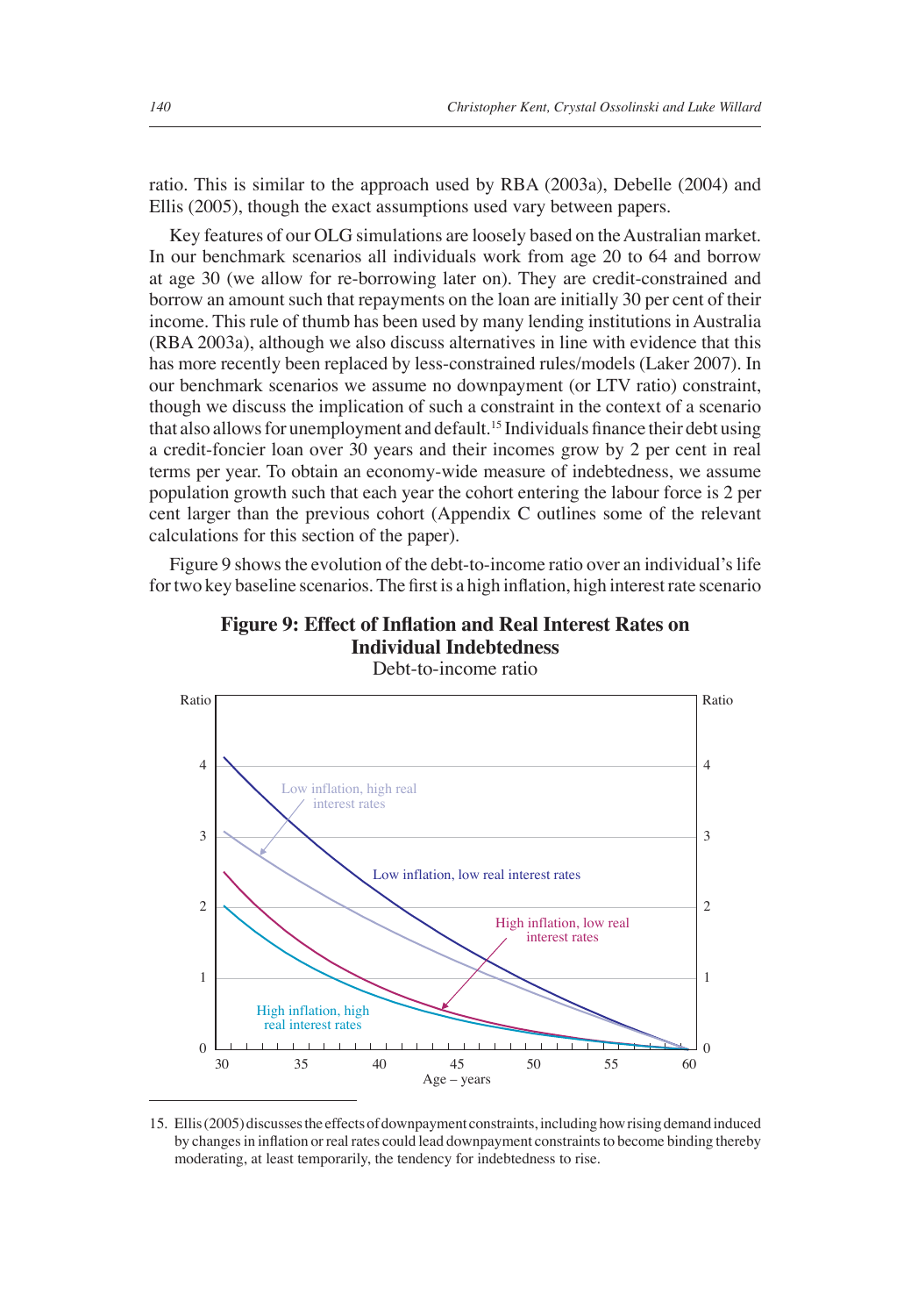ratio. This is similar to the approach used by RBA (2003a), Debelle (2004) and Ellis (2005), though the exact assumptions used vary between papers.

Key features of our OLG simulations are loosely based on the Australian market. In our benchmark scenarios all individuals work from age 20 to 64 and borrow at age 30 (we allow for re-borrowing later on). They are credit-constrained and borrow an amount such that repayments on the loan are initially 30 per cent of their income. This rule of thumb has been used by many lending institutions in Australia (RBA 2003a), although we also discuss alternatives in line with evidence that this has more recently been replaced by less-constrained rules/models (Laker 2007). In our benchmark scenarios we assume no downpayment (or LTV ratio) constraint, though we discuss the implication of such a constraint in the context of a scenario that also allows for unemployment and default.[15] Individuals finance their debt using a credit-foncier loan over 30 years and their incomes grow by 2 per cent in real terms per year. To obtain an economy-wide measure of indebtedness, we assume population growth such that each year the cohort entering the labour force is 2 per cent larger than the previous cohort (Appendix C outlines some of the relevant calculations for this section of the paper).

Figure 9 shows the evolution of the debt-to-income ratio over an individual's life for two key baseline scenarios. The first is a high inflation, high interest rate scenario

**Figure 9: Effect of Inflation and Real Interest Rates on Individual Indebtedness**

Debt-to-income ratio

---

15. Ellis (2005) discusses the effects of downpayment constraints, including how rising demand induced by changes in inflation or real rates could lead downpayment constraints to become binding thereby moderating, at least temporarily, the tendency for indebtedness to rise.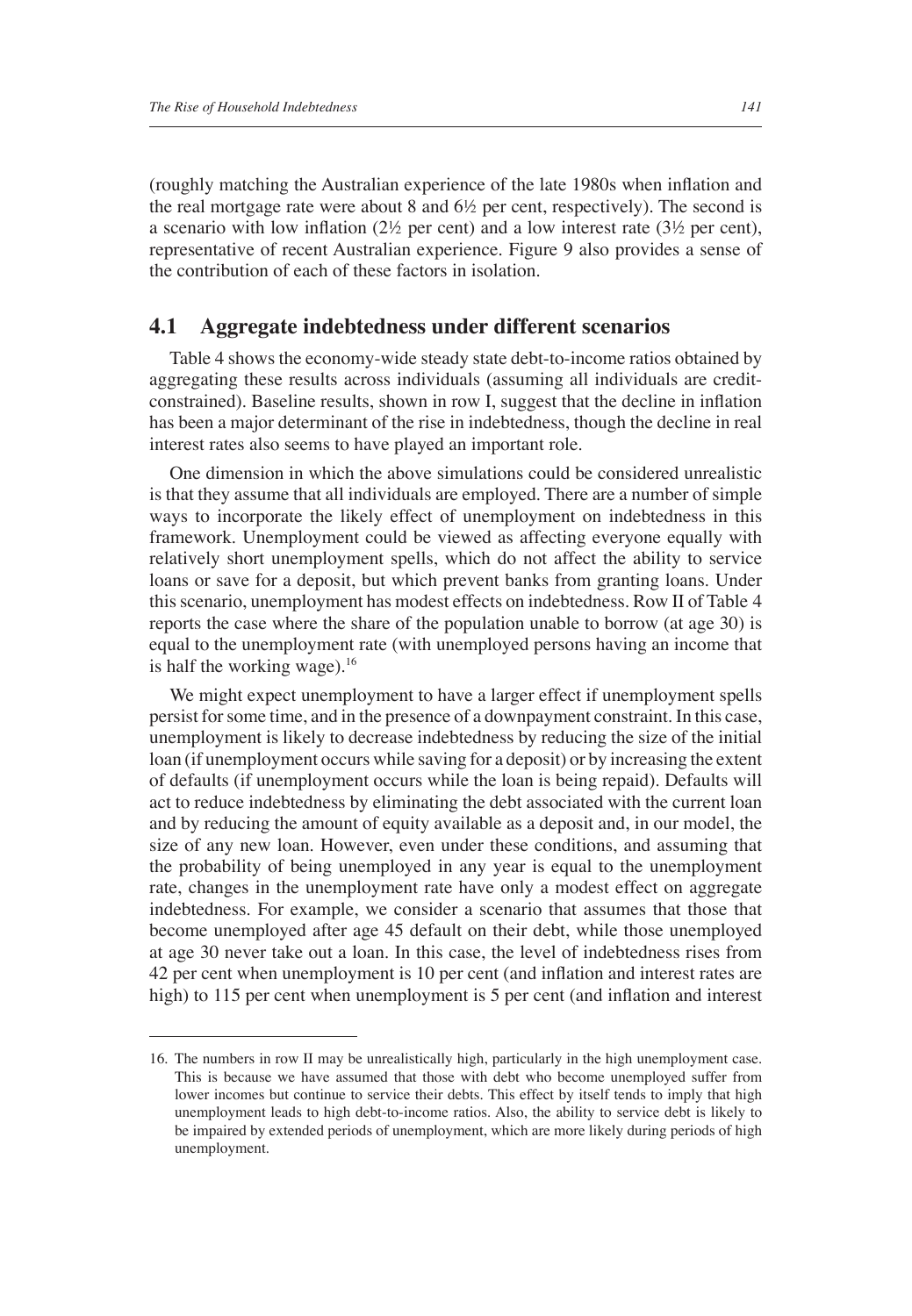(roughly matching the Australian experience of the late 1980s when inflation and the real mortgage rate were about 8 and 6½ per cent, respectively). The second is a scenario with low inflation (2½ per cent) and a low interest rate (3½ per cent), representative of recent Australian experience. Figure 9 also provides a sense of the contribution of each of these factors in isolation.

## 4.1 Aggregate indebtedness under different scenarios

Table 4 shows the economy-wide steady state debt-to-income ratios obtained by aggregating these results across individuals (assuming all individuals are credit-constrained). Baseline results, shown in row I, suggest that the decline in inflation has been a major determinant of the rise in indebtedness, though the decline in real interest rates also seems to have played an important role.

One dimension in which the above simulations could be considered unrealistic is that they assume that all individuals are employed. There are a number of simple ways to incorporate the likely effect of unemployment on indebtedness in this framework. Unemployment could be viewed as affecting everyone equally with relatively short unemployment spells, which do not affect the ability to service loans or save for a deposit, but which prevent banks from granting loans. Under this scenario, unemployment has modest effects on indebtedness. Row II of Table 4 reports the case where the share of the population unable to borrow (at age 30) is equal to the unemployment rate (with unemployed persons having an income that is half the working wage).[16]

We might expect unemployment to have a larger effect if unemployment spells persist for some time, and in the presence of a downpayment constraint. In this case, unemployment is likely to decrease indebtedness by reducing the size of the initial loan (if unemployment occurs while saving for a deposit) or by increasing the extent of defaults (if unemployment occurs while the loan is being repaid). Defaults will act to reduce indebtedness by eliminating the debt associated with the current loan and by reducing the amount of equity available as a deposit and, in our model, the size of any new loan. However, even under these conditions, and assuming that the probability of being unemployed in any year is equal to the unemployment rate, changes in the unemployment rate have only a modest effect on aggregate indebtedness. For example, we consider a scenario that assumes that those that become unemployed after age 45 default on their debt, while those unemployed at age 30 never take out a loan. In this case, the level of indebtedness rises from 42 per cent when unemployment is 10 per cent (and inflation and interest rates are high) to 115 per cent when unemployment is 5 per cent (and inflation and interest

16. The numbers in row II may be unrealistically high, particularly in the high unemployment case. This is because we have assumed that those with debt who become unemployed suffer from lower incomes but continue to service their debts. This effect by itself tends to imply that high unemployment leads to high debt-to-income ratios. Also, the ability to service debt is likely to be impaired by extended periods of unemployment, which are more likely during periods of high unemployment.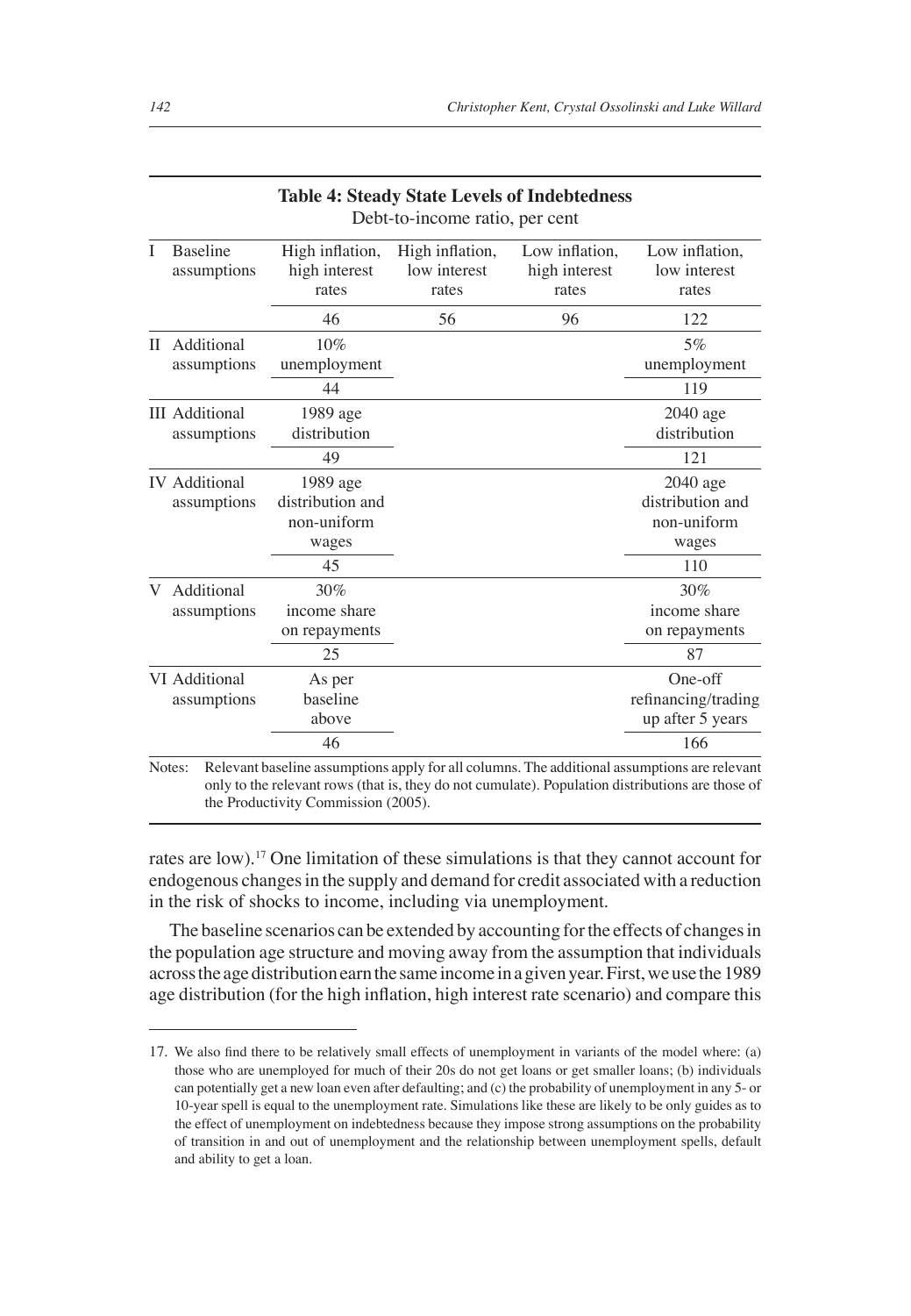**Table 4: Steady State Levels of Indebtedness**
Debt-to-income ratio, per cent

| | High inflation, high interest rates | High inflation, low interest rates | Low inflation, high interest rates | Low inflation, low interest rates |
|---|---|---|---|---|
| I Baseline assumptions | | | | |
| | 46 | 56 | 96 | 122 |
| II Additional assumptions | 10% unemployment | | | 5% unemployment |
| | 44 | | | 119 |
| III Additional assumptions | 1989 age distribution | | | 2040 age distribution |
| | 49 | | | 121 |
| IV Additional assumptions | 1989 age distribution and non-uniform wages | | | 2040 age distribution and non-uniform wages |
| | 45 | | | 110 |
| V Additional assumptions | 30% income share on repayments | | | 30% income share on repayments |
| | 25 | | | 87 |
| VI Additional assumptions | As per baseline above | | | One-off refinancing/trading up after 5 years |
| | 46 | | | 166 |

Notes: Relevant baseline assumptions apply for all columns. The additional assumptions are relevant only to the relevant rows (that is, they do not cumulate). Population distributions are those of the Productivity Commission (2005).

rates are low).[17] One limitation of these simulations is that they cannot account for endogenous changes in the supply and demand for credit associated with a reduction in the risk of shocks to income, including via unemployment.

The baseline scenarios can be extended by accounting for the effects of changes in the population age structure and moving away from the assumption that individuals across the age distribution earn the same income in a given year. First, we use the 1989 age distribution (for the high inflation, high interest rate scenario) and compare this

17. We also find there to be relatively small effects of unemployment in variants of the model where: (a) those who are unemployed for much of their 20s do not get loans or get smaller loans; (b) individuals can potentially get a new loan even after defaulting; and (c) the probability of unemployment in any 5- or 10-year spell is equal to the unemployment rate. Simulations like these are likely to be only guides as to the effect of unemployment on indebtedness because they impose strong assumptions on the probability of transition in and out of unemployment and the relationship between unemployment spells, default and ability to get a loan.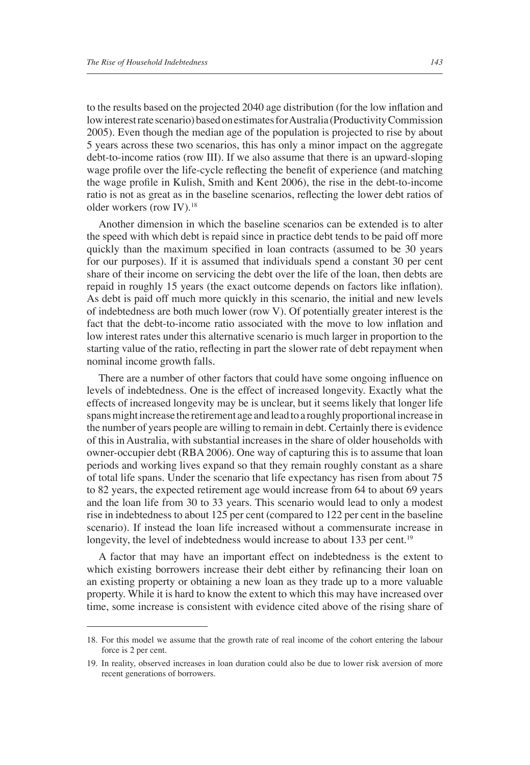to the results based on the projected 2040 age distribution (for the low inflation and low interest rate scenario) based on estimates for Australia (Productivity Commission 2005). Even though the median age of the population is projected to rise by about 5 years across these two scenarios, this has only a minor impact on the aggregate debt-to-income ratios (row III). If we also assume that there is an upward-sloping wage profile over the life-cycle reflecting the benefit of experience (and matching the wage profile in Kulish, Smith and Kent 2006), the rise in the debt-to-income ratio is not as great as in the baseline scenarios, reflecting the lower debt ratios of older workers (row IV).[18]

Another dimension in which the baseline scenarios can be extended is to alter the speed with which debt is repaid since in practice debt tends to be paid off more quickly than the maximum specified in loan contracts (assumed to be 30 years for our purposes). If it is assumed that individuals spend a constant 30 per cent share of their income on servicing the debt over the life of the loan, then debts are repaid in roughly 15 years (the exact outcome depends on factors like inflation). As debt is paid off much more quickly in this scenario, the initial and new levels of indebtedness are both much lower (row V). Of potentially greater interest is the fact that the debt-to-income ratio associated with the move to low inflation and low interest rates under this alternative scenario is much larger in proportion to the starting value of the ratio, reflecting in part the slower rate of debt repayment when nominal income growth falls.

There are a number of other factors that could have some ongoing influence on levels of indebtedness. One is the effect of increased longevity. Exactly what the effects of increased longevity may be is unclear, but it seems likely that longer life spans might increase the retirement age and lead to a roughly proportional increase in the number of years people are willing to remain in debt. Certainly there is evidence of this in Australia, with substantial increases in the share of older households with owner-occupier debt (RBA 2006). One way of capturing this is to assume that loan periods and working lives expand so that they remain roughly constant as a share of total life spans. Under the scenario that life expectancy has risen from about 75 to 82 years, the expected retirement age would increase from 64 to about 69 years and the loan life from 30 to 33 years. This scenario would lead to only a modest rise in indebtedness to about 125 per cent (compared to 122 per cent in the baseline scenario). If instead the loan life increased without a commensurate increase in longevity, the level of indebtedness would increase to about 133 per cent.[19]

A factor that may have an important effect on indebtedness is the extent to which existing borrowers increase their debt either by refinancing their loan on an existing property or obtaining a new loan as they trade up to a more valuable property. While it is hard to know the extent to which this may have increased over time, some increase is consistent with evidence cited above of the rising share of

18. For this model we assume that the growth rate of real income of the cohort entering the labour force is 2 per cent.

19. In reality, observed increases in loan duration could also be due to lower risk aversion of more recent generations of borrowers.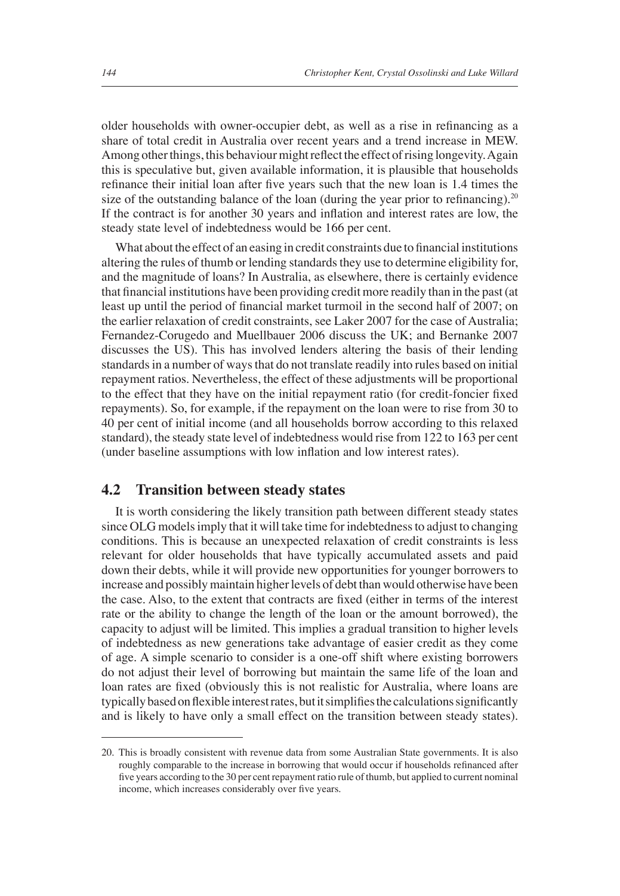older households with owner-occupier debt, as well as a rise in refinancing as a share of total credit in Australia over recent years and a trend increase in MEW. Among other things, this behaviour might reflect the effect of rising longevity. Again this is speculative but, given available information, it is plausible that households refinance their initial loan after five years such that the new loan is 1.4 times the size of the outstanding balance of the loan (during the year prior to refinancing).[20] If the contract is for another 30 years and inflation and interest rates are low, the steady state level of indebtedness would be 166 per cent.

What about the effect of an easing in credit constraints due to financial institutions altering the rules of thumb or lending standards they use to determine eligibility for, and the magnitude of loans? In Australia, as elsewhere, there is certainly evidence that financial institutions have been providing credit more readily than in the past (at least up until the period of financial market turmoil in the second half of 2007; on the earlier relaxation of credit constraints, see Laker 2007 for the case of Australia; Fernandez-Corugedo and Muellbauer 2006 discuss the UK; and Bernanke 2007 discusses the US). This has involved lenders altering the basis of their lending standards in a number of ways that do not translate readily into rules based on initial repayment ratios. Nevertheless, the effect of these adjustments will be proportional to the effect that they have on the initial repayment ratio (for credit-foncier fixed repayments). So, for example, if the repayment on the loan were to rise from 30 to 40 per cent of initial income (and all households borrow according to this relaxed standard), the steady state level of indebtedness would rise from 122 to 163 per cent (under baseline assumptions with low inflation and low interest rates).

## 4.2 Transition between steady states

It is worth considering the likely transition path between different steady states since OLG models imply that it will take time for indebtedness to adjust to changing conditions. This is because an unexpected relaxation of credit constraints is less relevant for older households that have typically accumulated assets and paid down their debts, while it will provide new opportunities for younger borrowers to increase and possibly maintain higher levels of debt than would otherwise have been the case. Also, to the extent that contracts are fixed (either in terms of the interest rate or the ability to change the length of the loan or the amount borrowed), the capacity to adjust will be limited. This implies a gradual transition to higher levels of indebtedness as new generations take advantage of easier credit as they come of age. A simple scenario to consider is a one-off shift where existing borrowers do not adjust their level of borrowing but maintain the same life of the loan and loan rates are fixed (obviously this is not realistic for Australia, where loans are typically based on flexible interest rates, but it simplifies the calculations significantly and is likely to have only a small effect on the transition between steady states).

20. This is broadly consistent with revenue data from some Australian State governments. It is also roughly comparable to the increase in borrowing that would occur if households refinanced after five years according to the 30 per cent repayment ratio rule of thumb, but applied to current nominal income, which increases considerably over five years.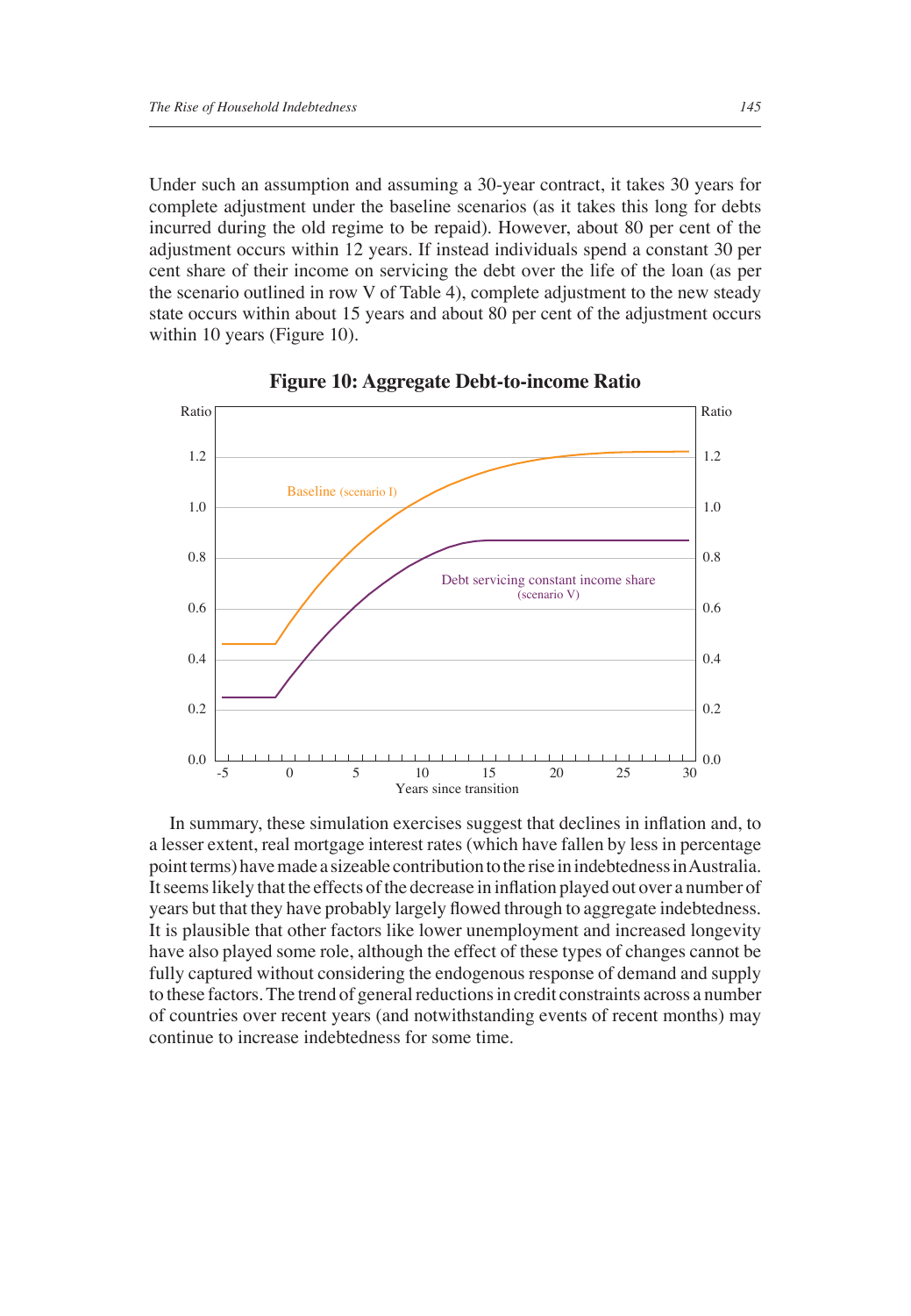Under such an assumption and assuming a 30-year contract, it takes 30 years for complete adjustment under the baseline scenarios (as it takes this long for debts incurred during the old regime to be repaid). However, about 80 per cent of the adjustment occurs within 12 years. If instead individuals spend a constant 30 per cent share of their income on servicing the debt over the life of the loan (as per the scenario outlined in row V of Table 4), complete adjustment to the new steady state occurs within about 15 years and about 80 per cent of the adjustment occurs within 10 years (Figure 10).

**Figure 10: Aggregate Debt-to-income Ratio**

In summary, these simulation exercises suggest that declines in inflation and, to a lesser extent, real mortgage interest rates (which have fallen by less in percentage point terms) have made a sizeable contribution to the rise in indebtedness in Australia. It seems likely that the effects of the decrease in inflation played out over a number of years but that they have probably largely flowed through to aggregate indebtedness. It is plausible that other factors like lower unemployment and increased longevity have also played some role, although the effect of these types of changes cannot be fully captured without considering the endogenous response of demand and supply to these factors. The trend of general reductions in credit constraints across a number of countries over recent years (and notwithstanding events of recent months) may continue to increase indebtedness for some time.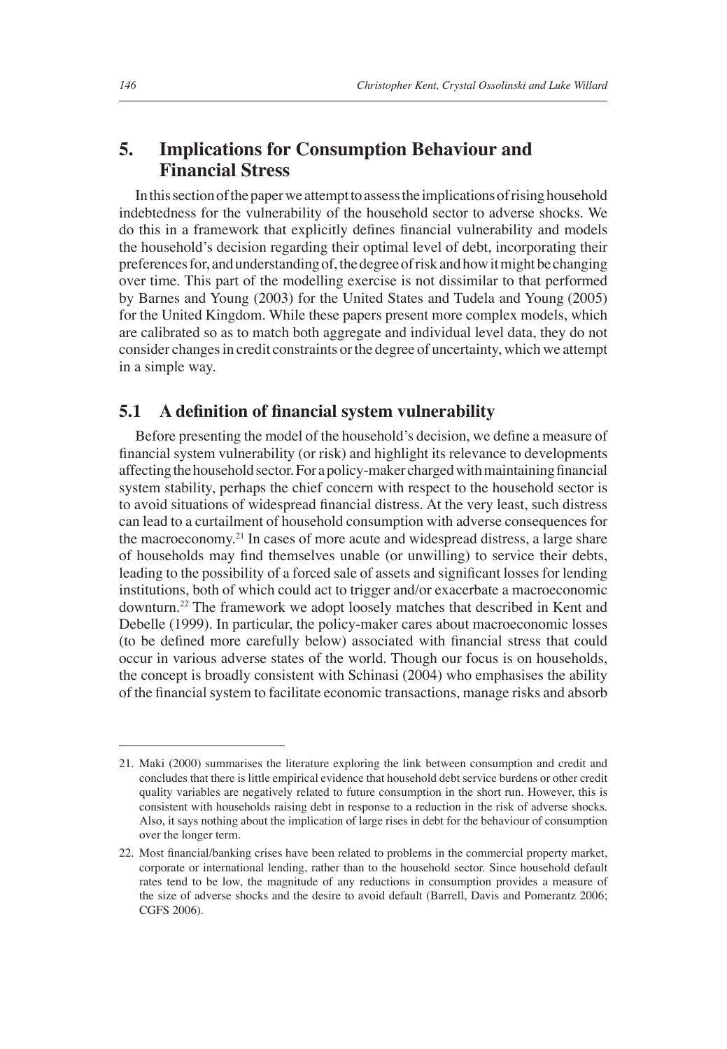## 5. Implications for Consumption Behaviour and Financial Stress

In this section of the paper we attempt to assess the implications of rising household indebtedness for the vulnerability of the household sector to adverse shocks. We do this in a framework that explicitly defines financial vulnerability and models the household's decision regarding their optimal level of debt, incorporating their preferences for, and understanding of, the degree of risk and how it might be changing over time. This part of the modelling exercise is not dissimilar to that performed by Barnes and Young (2003) for the United States and Tudela and Young (2005) for the United Kingdom. While these papers present more complex models, which are calibrated so as to match both aggregate and individual level data, they do not consider changes in credit constraints or the degree of uncertainty, which we attempt in a simple way.

### 5.1 A definition of financial system vulnerability

Before presenting the model of the household's decision, we define a measure of financial system vulnerability (or risk) and highlight its relevance to developments affecting the household sector. For a policy-maker charged with maintaining financial system stability, perhaps the chief concern with respect to the household sector is to avoid situations of widespread financial distress. At the very least, such distress can lead to a curtailment of household consumption with adverse consequences for the macroeconomy.[21] In cases of more acute and widespread distress, a large share of households may find themselves unable (or unwilling) to service their debts, leading to the possibility of a forced sale of assets and significant losses for lending institutions, both of which could act to trigger and/or exacerbate a macroeconomic downturn.[22] The framework we adopt loosely matches that described in Kent and Debelle (1999). In particular, the policy-maker cares about macroeconomic losses (to be defined more carefully below) associated with financial stress that could occur in various adverse states of the world. Though our focus is on households, the concept is broadly consistent with Schinasi (2004) who emphasises the ability of the financial system to facilitate economic transactions, manage risks and absorb

---

21. Maki (2000) summarises the literature exploring the link between consumption and credit and concludes that there is little empirical evidence that household debt service burdens or other credit quality variables are negatively related to future consumption in the short run. However, this is consistent with households raising debt in response to a reduction in the risk of adverse shocks. Also, it says nothing about the implication of large rises in debt for the behaviour of consumption over the longer term.

22. Most financial/banking crises have been related to problems in the commercial property market, corporate or international lending, rather than to the household sector. Since household default rates tend to be low, the magnitude of any reductions in consumption provides a measure of the size of adverse shocks and the desire to avoid default (Barrell, Davis and Pomerantz 2006; CGFS 2006).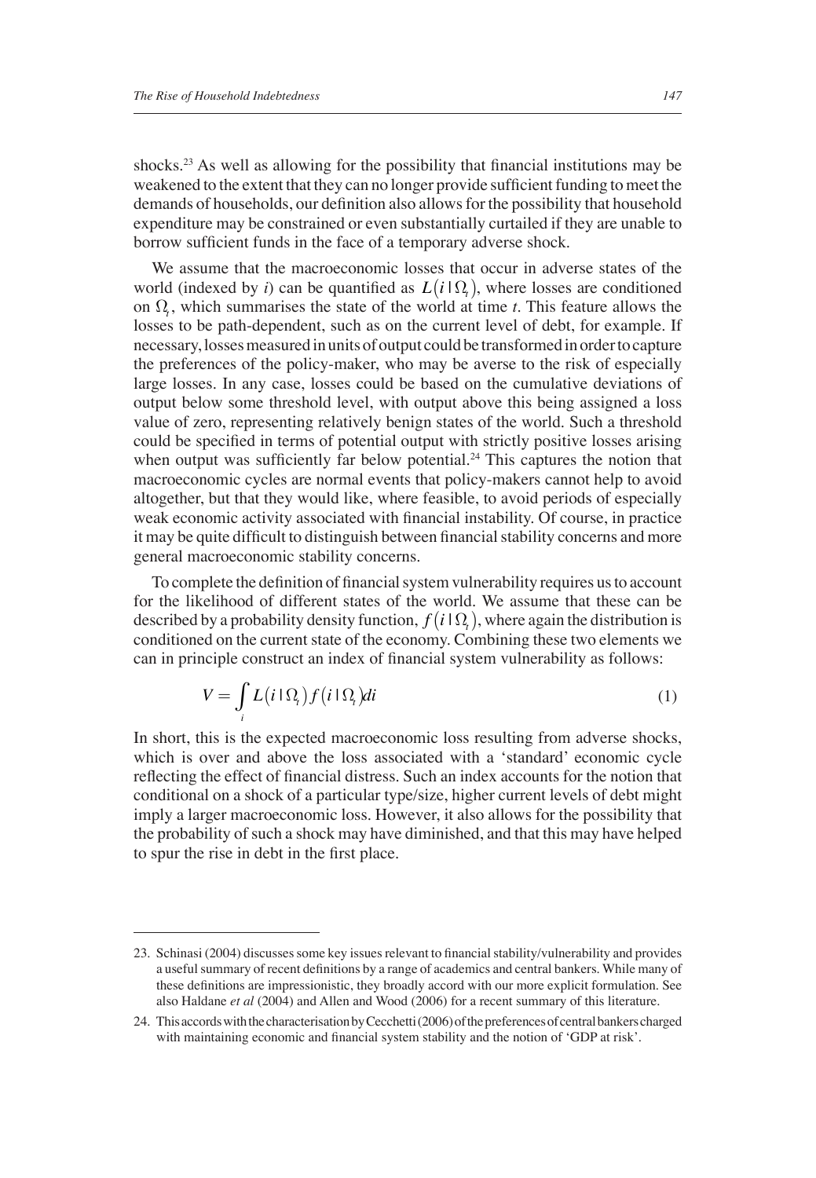shocks.[23] As well as allowing for the possibility that financial institutions may be weakened to the extent that they can no longer provide sufficient funding to meet the demands of households, our definition also allows for the possibility that household expenditure may be constrained or even substantially curtailed if they are unable to borrow sufficient funds in the face of a temporary adverse shock.

We assume that the macroeconomic losses that occur in adverse states of the world (indexed by *i*) can be quantified as $L(i \mid \Omega_t)$, where losses are conditioned on $\Omega_t$, which summarises the state of the world at time *t*. This feature allows the losses to be path-dependent, such as on the current level of debt, for example. If necessary, losses measured in units of output could be transformed in order to capture the preferences of the policy-maker, who may be averse to the risk of especially large losses. In any case, losses could be based on the cumulative deviations of output below some threshold level, with output above this being assigned a loss value of zero, representing relatively benign states of the world. Such a threshold could be specified in terms of potential output with strictly positive losses arising when output was sufficiently far below potential.[24] This captures the notion that macroeconomic cycles are normal events that policy-makers cannot help to avoid altogether, but that they would like, where feasible, to avoid periods of especially weak economic activity associated with financial instability. Of course, in practice it may be quite difficult to distinguish between financial stability concerns and more general macroeconomic stability concerns.

To complete the definition of financial system vulnerability requires us to account for the likelihood of different states of the world. We assume that these can be described by a probability density function, $f(i \mid \Omega_t)$, where again the distribution is conditioned on the current state of the economy. Combining these two elements we can in principle construct an index of financial system vulnerability as follows:

$$V = \int_i L(i \mid \Omega_t) f(i \mid \Omega_t) di \tag{1}$$

In short, this is the expected macroeconomic loss resulting from adverse shocks, which is over and above the loss associated with a 'standard' economic cycle reflecting the effect of financial distress. Such an index accounts for the notion that conditional on a shock of a particular type/size, higher current levels of debt might imply a larger macroeconomic loss. However, it also allows for the possibility that the probability of such a shock may have diminished, and that this may have helped to spur the rise in debt in the first place.

---

23. Schinasi (2004) discusses some key issues relevant to financial stability/vulnerability and provides a useful summary of recent definitions by a range of academics and central bankers. While many of these definitions are impressionistic, they broadly accord with our more explicit formulation. See also Haldane *et al* (2004) and Allen and Wood (2006) for a recent summary of this literature.

24. This accords with the characterisation by Cecchetti (2006) of the preferences of central bankers charged with maintaining economic and financial system stability and the notion of 'GDP at risk'.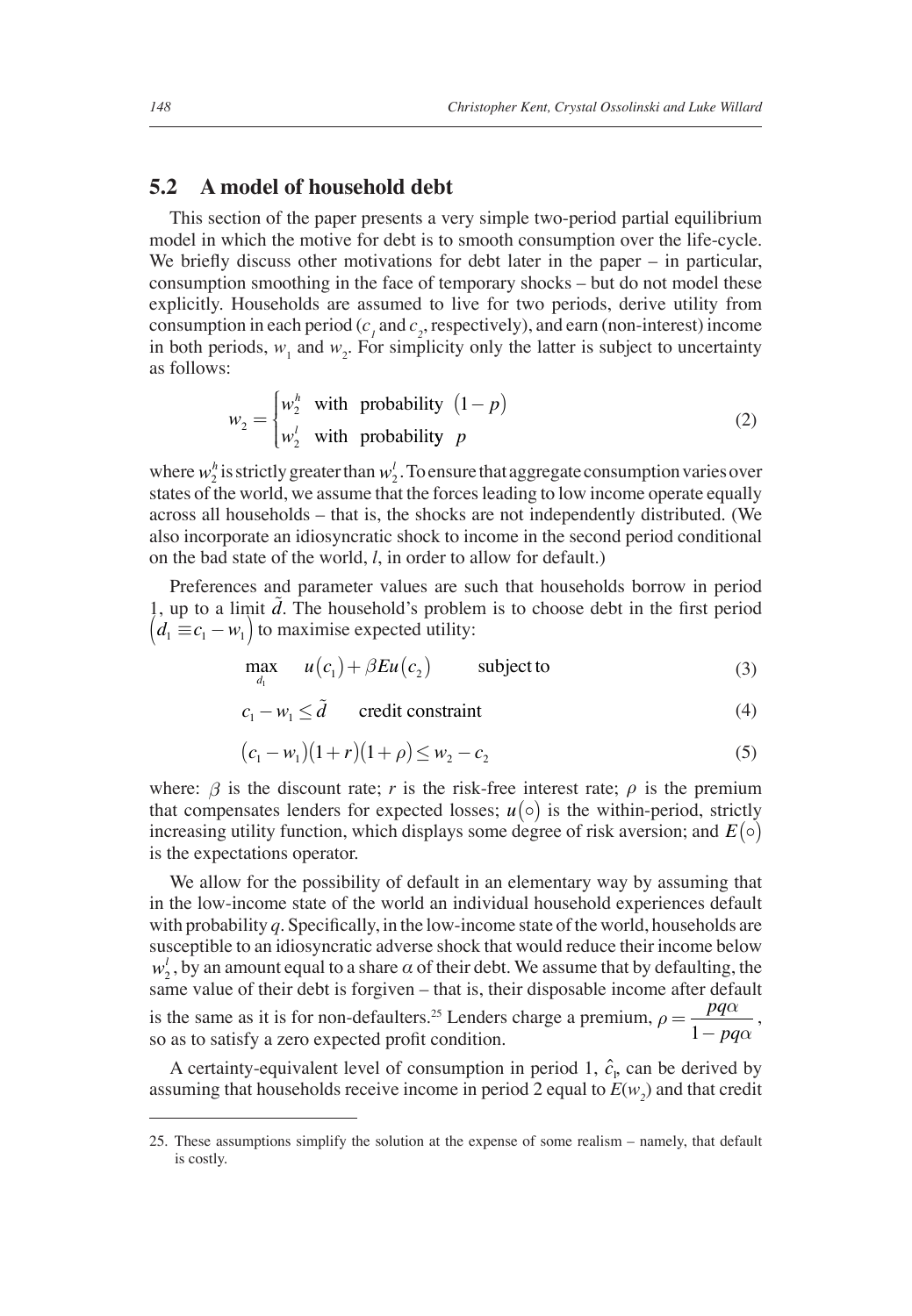## 5.2 A model of household debt

This section of the paper presents a very simple two-period partial equilibrium model in which the motive for debt is to smooth consumption over the life-cycle. We briefly discuss other motivations for debt later in the paper – in particular, consumption smoothing in the face of temporary shocks – but do not model these explicitly. Households are assumed to live for two periods, derive utility from consumption in each period ($c_1$ and $c_2$, respectively), and earn (non-interest) income in both periods, $w_1$ and $w_2$. For simplicity only the latter is subject to uncertainty as follows:

$$w_2 = \begin{cases} w_2^h & \text{with probability } (1-p) \\ w_2^l & \text{with probability } p \end{cases} \tag{2}$$

where $w_2^h$ is strictly greater than $w_2^l$. To ensure that aggregate consumption varies over states of the world, we assume that the forces leading to low income operate equally across all households – that is, the shocks are not independently distributed. (We also incorporate an idiosyncratic shock to income in the second period conditional on the bad state of the world, $l$, in order to allow for default.)

Preferences and parameter values are such that households borrow in period 1, up to a limit $\tilde{d}$. The household's problem is to choose debt in the first period $\left(d_1 \equiv c_1 - w_1\right)$ to maximise expected utility:

$$\max_{d_1} \quad u(c_1) + \beta E u(c_2) \qquad \text{subject to} \tag{3}$$

$$c_1 - w_1 \leq \tilde{d} \qquad \text{credit constraint} \tag{4}$$

$$(c_1 - w_1)(1+r)(1+\rho) \leq w_2 - c_2 \tag{5}$$

where: $\beta$ is the discount rate; $r$ is the risk-free interest rate; $\rho$ is the premium that compensates lenders for expected losses; $u(\circ)$ is the within-period, strictly increasing utility function, which displays some degree of risk aversion; and $E(\circ)$ is the expectations operator.

We allow for the possibility of default in an elementary way by assuming that in the low-income state of the world an individual household experiences default with probability $q$. Specifically, in the low-income state of the world, households are susceptible to an idiosyncratic adverse shock that would reduce their income below $w_2^l$, by an amount equal to a share $\alpha$ of their debt. We assume that by defaulting, the same value of their debt is forgiven – that is, their disposable income after default is the same as it is for non-defaulters.[25] Lenders charge a premium, $\rho = \dfrac{pq\alpha}{1 - pq\alpha}$, so as to satisfy a zero expected profit condition.

A certainty-equivalent level of consumption in period 1, $\hat{c}_1$, can be derived by assuming that households receive income in period 2 equal to $E(w_2)$ and that credit

25. These assumptions simplify the solution at the expense of some realism – namely, that default is costly.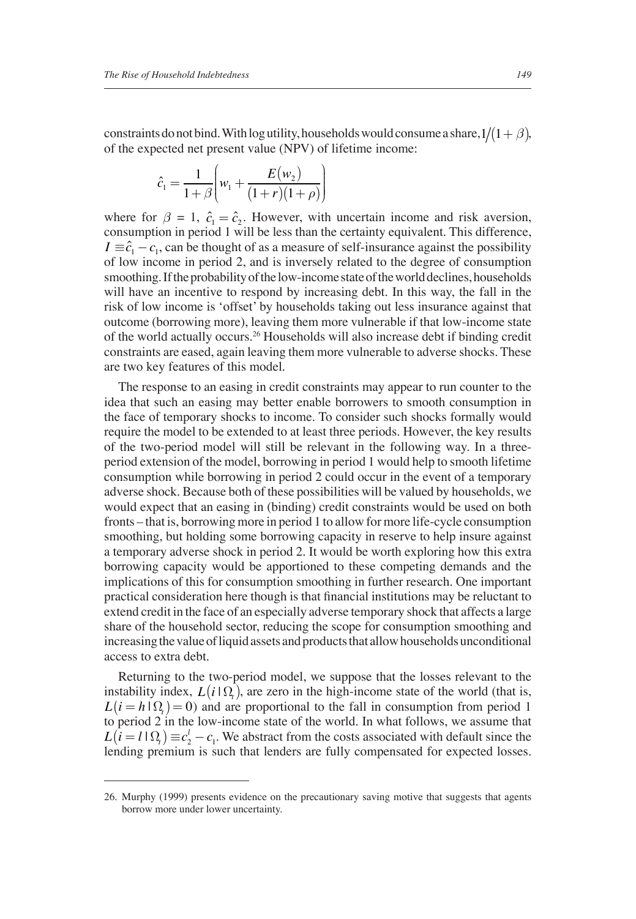constraints do not bind. With log utility, households would consume a share, $1/(1+\beta)$, of the expected net present value (NPV) of lifetime income:

$$\hat{c}_1 = \frac{1}{1+\beta}\left(w_1 + \frac{E(w_2)}{(1+r)(1+\rho)}\right)$$

where for $\beta = 1$, $\hat{c}_1 = \hat{c}_2$. However, with uncertain income and risk aversion, consumption in period 1 will be less than the certainty equivalent. This difference, $I \equiv \hat{c}_1 - c_1$, can be thought of as a measure of self-insurance against the possibility of low income in period 2, and is inversely related to the degree of consumption smoothing. If the probability of the low-income state of the world declines, households will have an incentive to respond by increasing debt. In this way, the fall in the risk of low income is 'offset' by households taking out less insurance against that outcome (borrowing more), leaving them more vulnerable if that low-income state of the world actually occurs.[26] Households will also increase debt if binding credit constraints are eased, again leaving them more vulnerable to adverse shocks. These are two key features of this model.

The response to an easing in credit constraints may appear to run counter to the idea that such an easing may better enable borrowers to smooth consumption in the face of temporary shocks to income. To consider such shocks formally would require the model to be extended to at least three periods. However, the key results of the two-period model will still be relevant in the following way. In a three-period extension of the model, borrowing in period 1 would help to smooth lifetime consumption while borrowing in period 2 could occur in the event of a temporary adverse shock. Because both of these possibilities will be valued by households, we would expect that an easing in (binding) credit constraints would be used on both fronts – that is, borrowing more in period 1 to allow for more life-cycle consumption smoothing, but holding some borrowing capacity in reserve to help insure against a temporary adverse shock in period 2. It would be worth exploring how this extra borrowing capacity would be apportioned to these competing demands and the implications of this for consumption smoothing in further research. One important practical consideration here though is that financial institutions may be reluctant to extend credit in the face of an especially adverse temporary shock that affects a large share of the household sector, reducing the scope for consumption smoothing and increasing the value of liquid assets and products that allow households unconditional access to extra debt.

Returning to the two-period model, we suppose that the losses relevant to the instability index, $L(i \mid \Omega_t)$, are zero in the high-income state of the world (that is, $L(i = h \mid \Omega_t) = 0$) and are proportional to the fall in consumption from period 1 to period 2 in the low-income state of the world. In what follows, we assume that $L(i = l \mid \Omega_t) \equiv c_2^l - c_1$. We abstract from the costs associated with default since the lending premium is such that lenders are fully compensated for expected losses.

---

26. Murphy (1999) presents evidence on the precautionary saving motive that suggests that agents borrow more under lower uncertainty.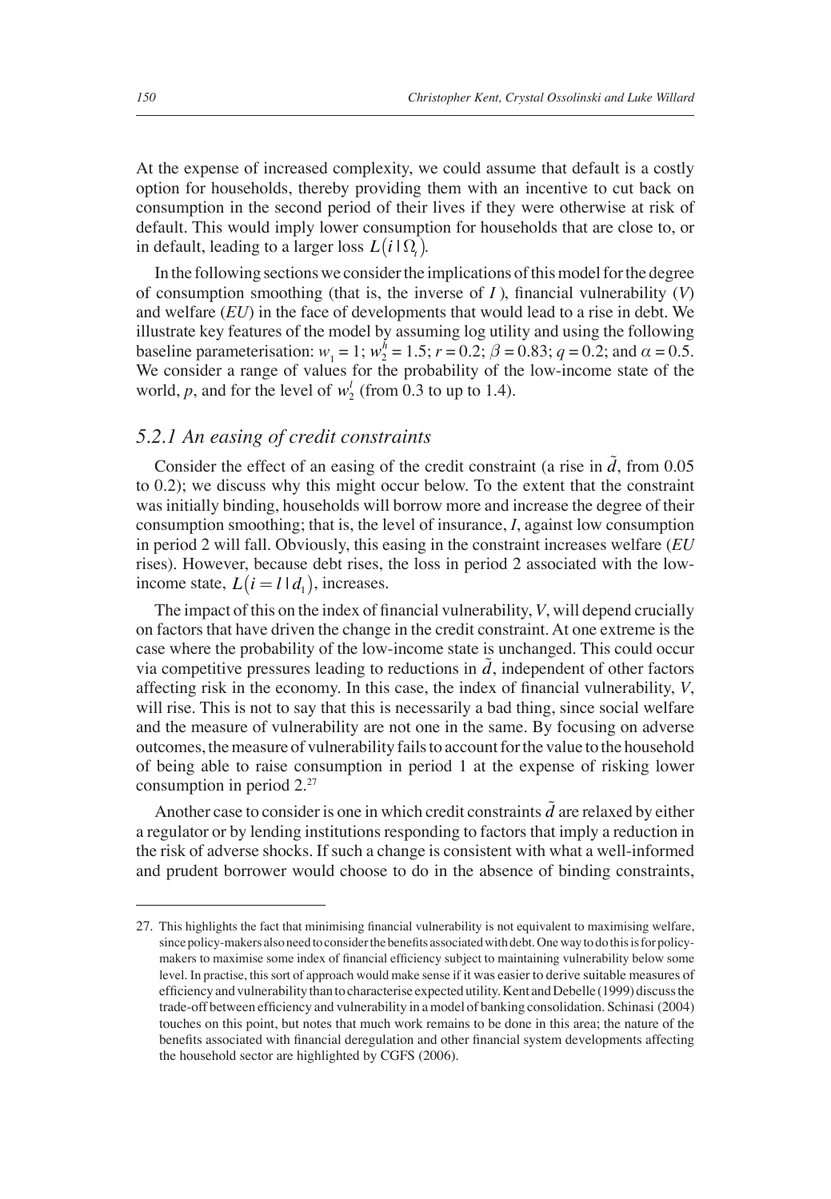At the expense of increased complexity, we could assume that default is a costly option for households, thereby providing them with an incentive to cut back on consumption in the second period of their lives if they were otherwise at risk of default. This would imply lower consumption for households that are close to, or in default, leading to a larger loss $L(i \mid \Omega_t)$.

In the following sections we consider the implications of this model for the degree of consumption smoothing (that is, the inverse of $I$), financial vulnerability ($V$) and welfare ($EU$) in the face of developments that would lead to a rise in debt. We illustrate key features of the model by assuming log utility and using the following baseline parameterisation: $w_1 = 1$; $w_2^h = 1.5$; $r = 0.2$; $\beta = 0.83$; $q = 0.2$; and $\alpha = 0.5$. We consider a range of values for the probability of the low-income state of the world, $p$, and for the level of $w_2^l$ (from 0.3 to up to 1.4).

### 5.2.1 An easing of credit constraints

Consider the effect of an easing of the credit constraint (a rise in $\tilde{d}$, from 0.05 to 0.2); we discuss why this might occur below. To the extent that the constraint was initially binding, households will borrow more and increase the degree of their consumption smoothing; that is, the level of insurance, $I$, against low consumption in period 2 will fall. Obviously, this easing in the constraint increases welfare ($EU$ rises). However, because debt rises, the loss in period 2 associated with the low-income state, $L(i = l \mid d_1)$, increases.

The impact of this on the index of financial vulnerability, $V$, will depend crucially on factors that have driven the change in the credit constraint. At one extreme is the case where the probability of the low-income state is unchanged. This could occur via competitive pressures leading to reductions in $\tilde{d}$, independent of other factors affecting risk in the economy. In this case, the index of financial vulnerability, $V$, will rise. This is not to say that this is necessarily a bad thing, since social welfare and the measure of vulnerability are not one in the same. By focusing on adverse outcomes, the measure of vulnerability fails to account for the value to the household of being able to raise consumption in period 1 at the expense of risking lower consumption in period 2.[27]

Another case to consider is one in which credit constraints $\tilde{d}$ are relaxed by either a regulator or by lending institutions responding to factors that imply a reduction in the risk of adverse shocks. If such a change is consistent with what a well-informed and prudent borrower would choose to do in the absence of binding constraints,

---

27. This highlights the fact that minimising financial vulnerability is not equivalent to maximising welfare, since policy-makers also need to consider the benefits associated with debt. One way to do this is for policy-makers to maximise some index of financial efficiency subject to maintaining vulnerability below some level. In practise, this sort of approach would make sense if it was easier to derive suitable measures of efficiency and vulnerability than to characterise expected utility. Kent and Debelle (1999) discuss the trade-off between efficiency and vulnerability in a model of banking consolidation. Schinasi (2004) touches on this point, but notes that much work remains to be done in this area; the nature of the benefits associated with financial deregulation and other financial system developments affecting the household sector are highlighted by CGFS (2006).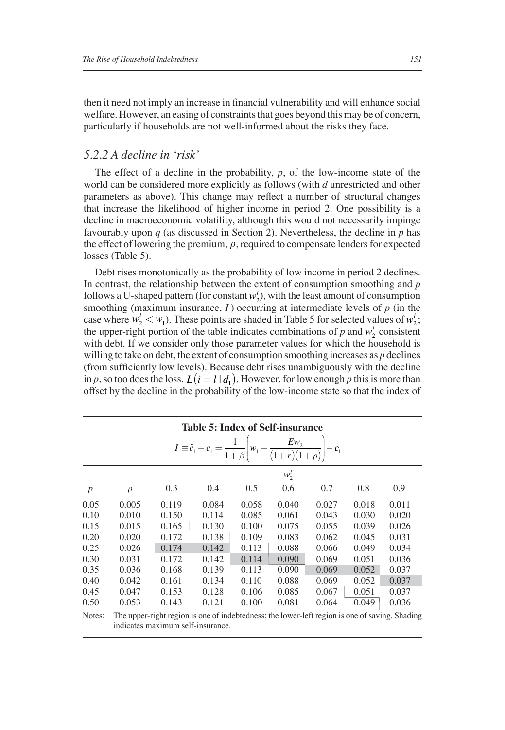then it need not imply an increase in financial vulnerability and will enhance social welfare. However, an easing of constraints that goes beyond this may be of concern, particularly if households are not well-informed about the risks they face.

### *5.2.2 A decline in 'risk'*

The effect of a decline in the probability, $p$, of the low-income state of the world can be considered more explicitly as follows (with $d$ unrestricted and other parameters as above). This change may reflect a number of structural changes that increase the likelihood of higher income in period 2. One possibility is a decline in macroeconomic volatility, although this would not necessarily impinge favourably upon $q$ (as discussed in Section 2). Nevertheless, the decline in $p$ has the effect of lowering the premium, $\rho$, required to compensate lenders for expected losses (Table 5).

Debt rises monotonically as the probability of low income in period 2 declines. In contrast, the relationship between the extent of consumption smoothing and $p$ follows a U-shaped pattern (for constant $w_2^l$), with the least amount of consumption smoothing (maximum insurance, $I$) occurring at intermediate levels of $p$ (in the case where $w_2^l < w_1$). These points are shaded in Table 5 for selected values of $w_2^l$; the upper-right portion of the table indicates combinations of $p$ and $w_2^l$ consistent with debt. If we consider only those parameter values for which the household is willing to take on debt, the extent of consumption smoothing increases as $p$ declines (from sufficiently low levels). Because debt rises unambiguously with the decline in $p$, so too does the loss, $L(i = l \mid d_1)$. However, for low enough $p$ this is more than offset by the decline in the probability of the low-income state so that the index of

**Table 5: Index of Self-insurance**

$$I \equiv \hat{c}_1 - c_1 = \frac{1}{1+\beta}\left(w_1 + \frac{Ew_2}{(1+r)(1+\rho)}\right) - c_1$$

| | | $w_2^l$ | | | | | | |
|---|---|---|---|---|---|---|---|---|
| $p$ | $\rho$ | 0.3 | 0.4 | 0.5 | 0.6 | 0.7 | 0.8 | 0.9 |
| 0.05 | 0.005 | 0.119 | 0.084 | 0.058 | 0.040 | 0.027 | 0.018 | 0.011 |
| 0.10 | 0.010 | 0.150 | 0.114 | 0.085 | 0.061 | 0.043 | 0.030 | 0.020 |
| 0.15 | 0.015 | 0.165 | 0.130 | 0.100 | 0.075 | 0.055 | 0.039 | 0.026 |
| 0.20 | 0.020 | 0.172 | 0.138 | 0.109 | 0.083 | 0.062 | 0.045 | 0.031 |
| 0.25 | 0.026 | 0.174 | 0.142 | 0.113 | 0.088 | 0.066 | 0.049 | 0.034 |
| 0.30 | 0.031 | 0.172 | 0.142 | 0.114 | 0.090 | 0.069 | 0.051 | 0.036 |
| 0.35 | 0.036 | 0.168 | 0.139 | 0.113 | 0.090 | 0.069 | 0.052 | 0.037 |
| 0.40 | 0.042 | 0.161 | 0.134 | 0.110 | 0.088 | 0.069 | 0.052 | 0.037 |
| 0.45 | 0.047 | 0.153 | 0.128 | 0.106 | 0.085 | 0.067 | 0.051 | 0.037 |
| 0.50 | 0.053 | 0.143 | 0.121 | 0.100 | 0.081 | 0.064 | 0.049 | 0.036 |

Notes: The upper-right region is one of indebtedness; the lower-left region is one of saving. Shading indicates maximum self-insurance.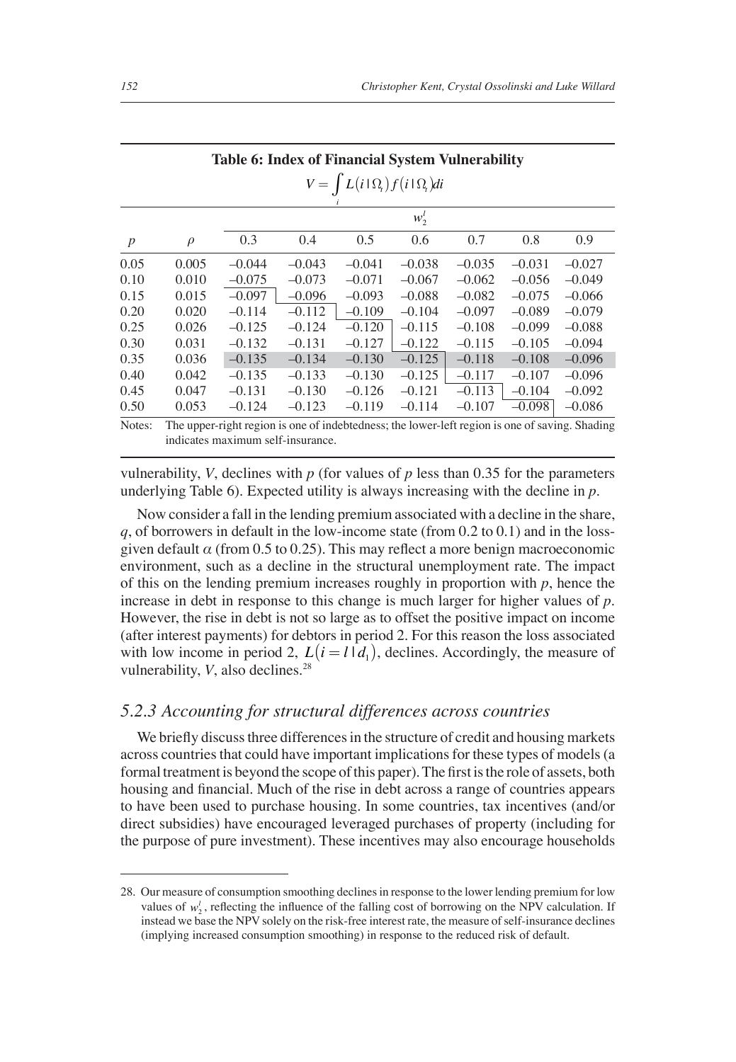**Table 6: Index of Financial System Vulnerability**

$$V = \int_i L(i \mid \Omega_t) f(i \mid \Omega_t) di$$

| | | $w_2^l$ | | | | | | |
|---|---|---|---|---|---|---|---|---|
| $p$ | $\rho$ | 0.3 | 0.4 | 0.5 | 0.6 | 0.7 | 0.8 | 0.9 |
| 0.05 | 0.005 | –0.044 | –0.043 | –0.041 | –0.038 | –0.035 | –0.031 | –0.027 |
| 0.10 | 0.010 | –0.075 | –0.073 | –0.071 | –0.067 | –0.062 | –0.056 | –0.049 |
| 0.15 | 0.015 | –0.097 | –0.096 | –0.093 | –0.088 | –0.082 | –0.075 | –0.066 |
| 0.20 | 0.020 | –0.114 | –0.112 | –0.109 | –0.104 | –0.097 | –0.089 | –0.079 |
| 0.25 | 0.026 | –0.125 | –0.124 | –0.120 | –0.115 | –0.108 | –0.099 | –0.088 |
| 0.30 | 0.031 | –0.132 | –0.131 | –0.127 | –0.122 | –0.115 | –0.105 | –0.094 |
| 0.35 | 0.036 | –0.135 | –0.134 | –0.130 | –0.125 | –0.118 | –0.108 | –0.096 |
| 0.40 | 0.042 | –0.135 | –0.133 | –0.130 | –0.125 | –0.117 | –0.107 | –0.096 |
| 0.45 | 0.047 | –0.131 | –0.130 | –0.126 | –0.121 | –0.113 | –0.104 | –0.092 |
| 0.50 | 0.053 | –0.124 | –0.123 | –0.119 | –0.114 | –0.107 | –0.098 | –0.086 |

Notes: The upper-right region is one of indebtedness; the lower-left region is one of saving. Shading indicates maximum self-insurance.

vulnerability, $V$, declines with $p$ (for values of $p$ less than 0.35 for the parameters underlying Table 6). Expected utility is always increasing with the decline in $p$.

Now consider a fall in the lending premium associated with a decline in the share, $q$, of borrowers in default in the low-income state (from 0.2 to 0.1) and in the loss-given default $\alpha$ (from 0.5 to 0.25). This may reflect a more benign macroeconomic environment, such as a decline in the structural unemployment rate. The impact of this on the lending premium increases roughly in proportion with $p$, hence the increase in debt in response to this change is much larger for higher values of $p$. However, the rise in debt is not so large as to offset the positive impact on income (after interest payments) for debtors in period 2. For this reason the loss associated with low income in period 2, $L(i = l \mid d_1)$, declines. Accordingly, the measure of vulnerability, $V$, also declines.[28]

### 5.2.3 Accounting for structural differences across countries

We briefly discuss three differences in the structure of credit and housing markets across countries that could have important implications for these types of models (a formal treatment is beyond the scope of this paper). The first is the role of assets, both housing and financial. Much of the rise in debt across a range of countries appears to have been used to purchase housing. In some countries, tax incentives (and/or direct subsidies) have encouraged leveraged purchases of property (including for the purpose of pure investment). These incentives may also encourage households

28. Our measure of consumption smoothing declines in response to the lower lending premium for low values of $w_2^l$, reflecting the influence of the falling cost of borrowing on the NPV calculation. If instead we base the NPV solely on the risk-free interest rate, the measure of self-insurance declines (implying increased consumption smoothing) in response to the reduced risk of default.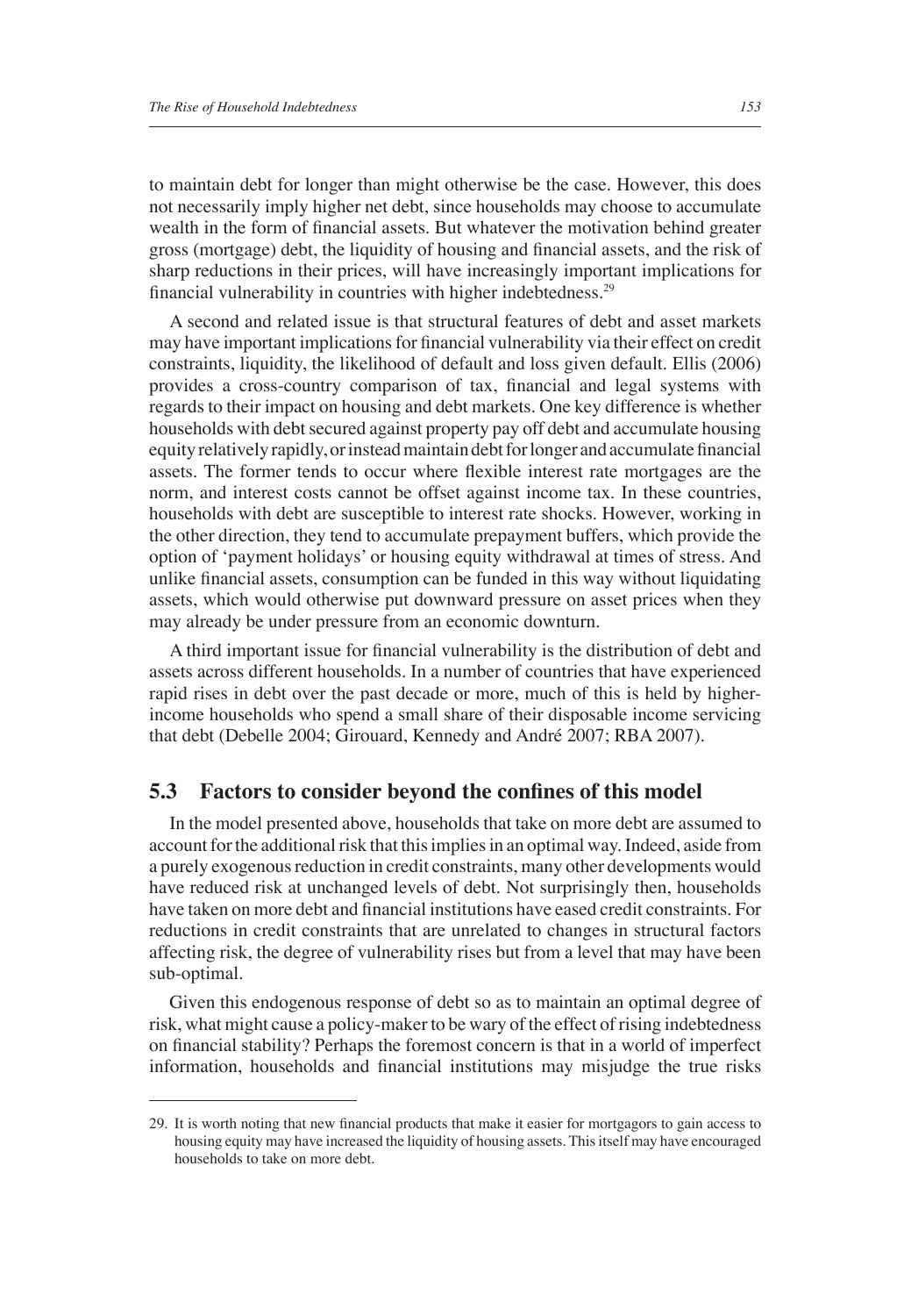to maintain debt for longer than might otherwise be the case. However, this does not necessarily imply higher net debt, since households may choose to accumulate wealth in the form of financial assets. But whatever the motivation behind greater gross (mortgage) debt, the liquidity of housing and financial assets, and the risk of sharp reductions in their prices, will have increasingly important implications for financial vulnerability in countries with higher indebtedness.[29]

A second and related issue is that structural features of debt and asset markets may have important implications for financial vulnerability via their effect on credit constraints, liquidity, the likelihood of default and loss given default. Ellis (2006) provides a cross-country comparison of tax, financial and legal systems with regards to their impact on housing and debt markets. One key difference is whether households with debt secured against property pay off debt and accumulate housing equity relatively rapidly, or instead maintain debt for longer and accumulate financial assets. The former tends to occur where flexible interest rate mortgages are the norm, and interest costs cannot be offset against income tax. In these countries, households with debt are susceptible to interest rate shocks. However, working in the other direction, they tend to accumulate prepayment buffers, which provide the option of 'payment holidays' or housing equity withdrawal at times of stress. And unlike financial assets, consumption can be funded in this way without liquidating assets, which would otherwise put downward pressure on asset prices when they may already be under pressure from an economic downturn.

A third important issue for financial vulnerability is the distribution of debt and assets across different households. In a number of countries that have experienced rapid rises in debt over the past decade or more, much of this is held by higher-income households who spend a small share of their disposable income servicing that debt (Debelle 2004; Girouard, Kennedy and André 2007; RBA 2007).

## 5.3 Factors to consider beyond the confines of this model

In the model presented above, households that take on more debt are assumed to account for the additional risk that this implies in an optimal way. Indeed, aside from a purely exogenous reduction in credit constraints, many other developments would have reduced risk at unchanged levels of debt. Not surprisingly then, households have taken on more debt and financial institutions have eased credit constraints. For reductions in credit constraints that are unrelated to changes in structural factors affecting risk, the degree of vulnerability rises but from a level that may have been sub-optimal.

Given this endogenous response of debt so as to maintain an optimal degree of risk, what might cause a policy-maker to be wary of the effect of rising indebtedness on financial stability? Perhaps the foremost concern is that in a world of imperfect information, households and financial institutions may misjudge the true risks

---

29. It is worth noting that new financial products that make it easier for mortgagors to gain access to housing equity may have increased the liquidity of housing assets. This itself may have encouraged households to take on more debt.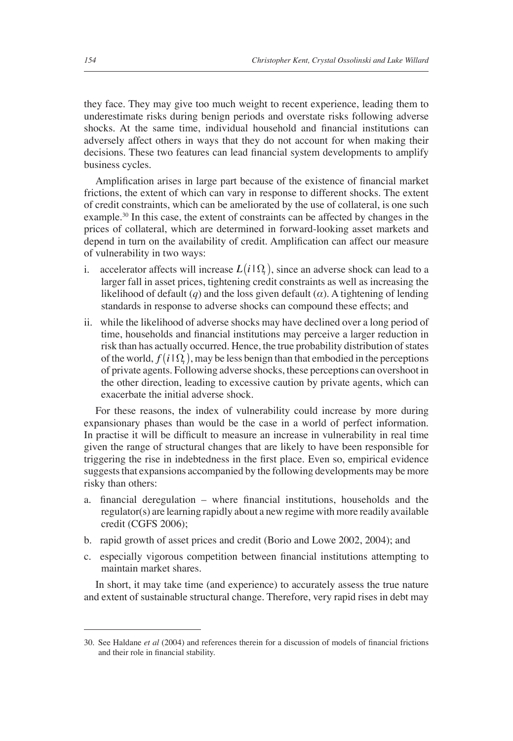they face. They may give too much weight to recent experience, leading them to underestimate risks during benign periods and overstate risks following adverse shocks. At the same time, individual household and financial institutions can adversely affect others in ways that they do not account for when making their decisions. These two features can lead financial system developments to amplify business cycles.

Amplification arises in large part because of the existence of financial market frictions, the extent of which can vary in response to different shocks. The extent of credit constraints, which can be ameliorated by the use of collateral, is one such example.[30] In this case, the extent of constraints can be affected by changes in the prices of collateral, which are determined in forward-looking asset markets and depend in turn on the availability of credit. Amplification can affect our measure of vulnerability in two ways:

i. accelerator affects will increase $L(i \mid \Omega_t)$, since an adverse shock can lead to a larger fall in asset prices, tightening credit constraints as well as increasing the likelihood of default ($q$) and the loss given default ($\alpha$). A tightening of lending standards in response to adverse shocks can compound these effects; and

ii. while the likelihood of adverse shocks may have declined over a long period of time, households and financial institutions may perceive a larger reduction in risk than has actually occurred. Hence, the true probability distribution of states of the world, $f(i \mid \Omega_t)$, may be less benign than that embodied in the perceptions of private agents. Following adverse shocks, these perceptions can overshoot in the other direction, leading to excessive caution by private agents, which can exacerbate the initial adverse shock.

For these reasons, the index of vulnerability could increase by more during expansionary phases than would be the case in a world of perfect information. In practise it will be difficult to measure an increase in vulnerability in real time given the range of structural changes that are likely to have been responsible for triggering the rise in indebtedness in the first place. Even so, empirical evidence suggests that expansions accompanied by the following developments may be more risky than others:

a. financial deregulation – where financial institutions, households and the regulator(s) are learning rapidly about a new regime with more readily available credit (CGFS 2006);

b. rapid growth of asset prices and credit (Borio and Lowe 2002, 2004); and

c. especially vigorous competition between financial institutions attempting to maintain market shares.

In short, it may take time (and experience) to accurately assess the true nature and extent of sustainable structural change. Therefore, very rapid rises in debt may

30. See Haldane *et al* (2004) and references therein for a discussion of models of financial frictions and their role in financial stability.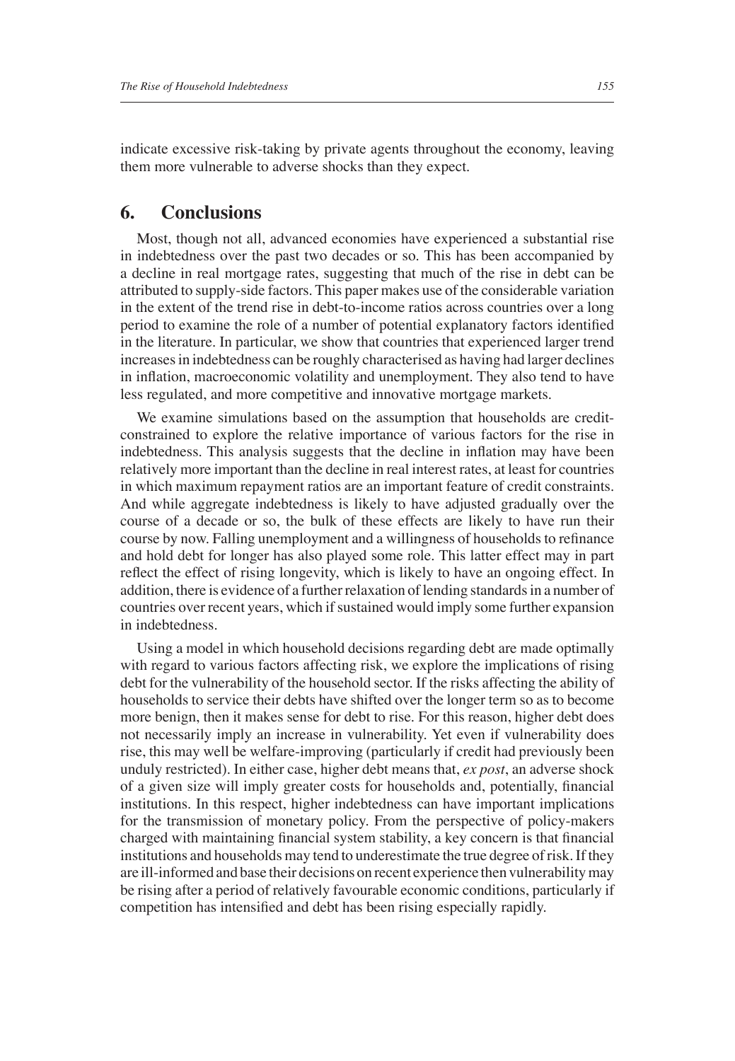indicate excessive risk-taking by private agents throughout the economy, leaving them more vulnerable to adverse shocks than they expect.

## 6. Conclusions

Most, though not all, advanced economies have experienced a substantial rise in indebtedness over the past two decades or so. This has been accompanied by a decline in real mortgage rates, suggesting that much of the rise in debt can be attributed to supply-side factors. This paper makes use of the considerable variation in the extent of the trend rise in debt-to-income ratios across countries over a long period to examine the role of a number of potential explanatory factors identified in the literature. In particular, we show that countries that experienced larger trend increases in indebtedness can be roughly characterised as having had larger declines in inflation, macroeconomic volatility and unemployment. They also tend to have less regulated, and more competitive and innovative mortgage markets.

We examine simulations based on the assumption that households are credit-constrained to explore the relative importance of various factors for the rise in indebtedness. This analysis suggests that the decline in inflation may have been relatively more important than the decline in real interest rates, at least for countries in which maximum repayment ratios are an important feature of credit constraints. And while aggregate indebtedness is likely to have adjusted gradually over the course of a decade or so, the bulk of these effects are likely to have run their course by now. Falling unemployment and a willingness of households to refinance and hold debt for longer has also played some role. This latter effect may in part reflect the effect of rising longevity, which is likely to have an ongoing effect. In addition, there is evidence of a further relaxation of lending standards in a number of countries over recent years, which if sustained would imply some further expansion in indebtedness.

Using a model in which household decisions regarding debt are made optimally with regard to various factors affecting risk, we explore the implications of rising debt for the vulnerability of the household sector. If the risks affecting the ability of households to service their debts have shifted over the longer term so as to become more benign, then it makes sense for debt to rise. For this reason, higher debt does not necessarily imply an increase in vulnerability. Yet even if vulnerability does rise, this may well be welfare-improving (particularly if credit had previously been unduly restricted). In either case, higher debt means that, *ex post*, an adverse shock of a given size will imply greater costs for households and, potentially, financial institutions. In this respect, higher indebtedness can have important implications for the transmission of monetary policy. From the perspective of policy-makers charged with maintaining financial system stability, a key concern is that financial institutions and households may tend to underestimate the true degree of risk. If they are ill-informed and base their decisions on recent experience then vulnerability may be rising after a period of relatively favourable economic conditions, particularly if competition has intensified and debt has been rising especially rapidly.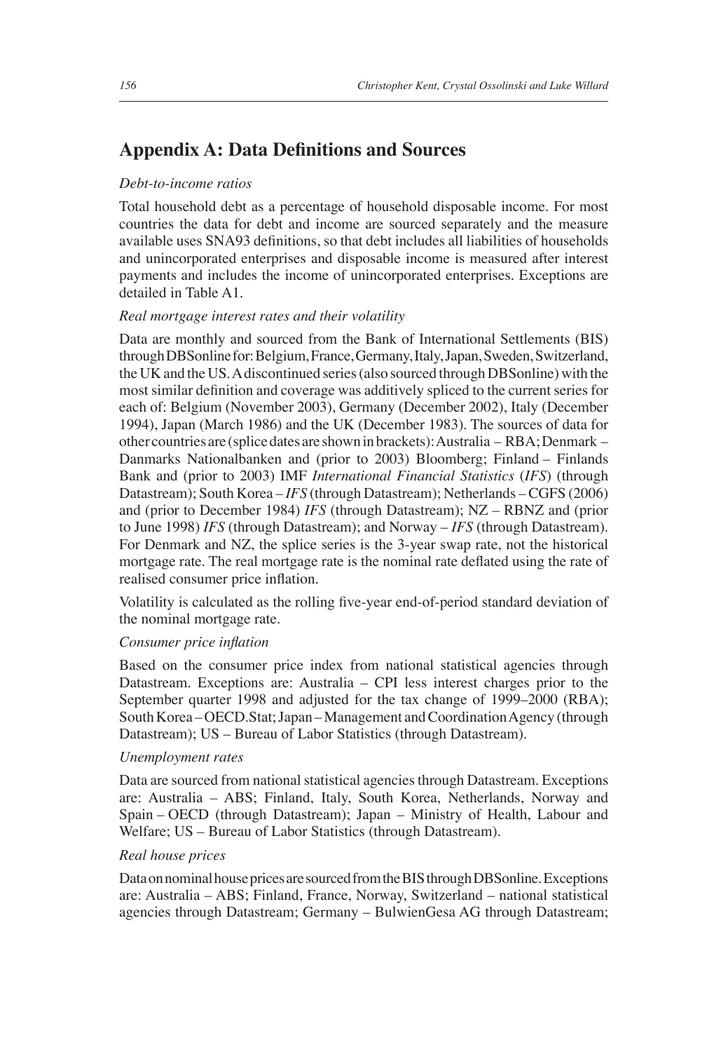## Appendix A: Data Definitions and Sources

*Debt-to-income ratios*

Total household debt as a percentage of household disposable income. For most countries the data for debt and income are sourced separately and the measure available uses SNA93 definitions, so that debt includes all liabilities of households and unincorporated enterprises and disposable income is measured after interest payments and includes the income of unincorporated enterprises. Exceptions are detailed in Table A1.

*Real mortgage interest rates and their volatility*

Data are monthly and sourced from the Bank of International Settlements (BIS) through DBSonline for: Belgium, France, Germany, Italy, Japan, Sweden, Switzerland, the UK and the US. A discontinued series (also sourced through DBSonline) with the most similar definition and coverage was additively spliced to the current series for each of: Belgium (November 2003), Germany (December 2002), Italy (December 1994), Japan (March 1986) and the UK (December 1983). The sources of data for other countries are (splice dates are shown in brackets): Australia – RBA; Denmark – Danmarks Nationalbanken and (prior to 2003) Bloomberg; Finland – Finlands Bank and (prior to 2003) IMF *International Financial Statistics* (*IFS*) (through Datastream); South Korea – *IFS* (through Datastream); Netherlands – CGFS (2006) and (prior to December 1984) *IFS* (through Datastream); NZ – RBNZ and (prior to June 1998) *IFS* (through Datastream); and Norway – *IFS* (through Datastream). For Denmark and NZ, the splice series is the 3-year swap rate, not the historical mortgage rate. The real mortgage rate is the nominal rate deflated using the rate of realised consumer price inflation.

Volatility is calculated as the rolling five-year end-of-period standard deviation of the nominal mortgage rate.

*Consumer price inflation*

Based on the consumer price index from national statistical agencies through Datastream. Exceptions are: Australia – CPI less interest charges prior to the September quarter 1998 and adjusted for the tax change of 1999–2000 (RBA); South Korea – OECD.Stat; Japan – Management and Coordination Agency (through Datastream); US – Bureau of Labor Statistics (through Datastream).

*Unemployment rates*

Data are sourced from national statistical agencies through Datastream. Exceptions are: Australia – ABS; Finland, Italy, South Korea, Netherlands, Norway and Spain – OECD (through Datastream); Japan – Ministry of Health, Labour and Welfare; US – Bureau of Labor Statistics (through Datastream).

*Real house prices*

Data on nominal house prices are sourced from the BIS through DBSonline. Exceptions are: Australia – ABS; Finland, France, Norway, Switzerland – national statistical agencies through Datastream; Germany – BulwienGesa AG through Datastream;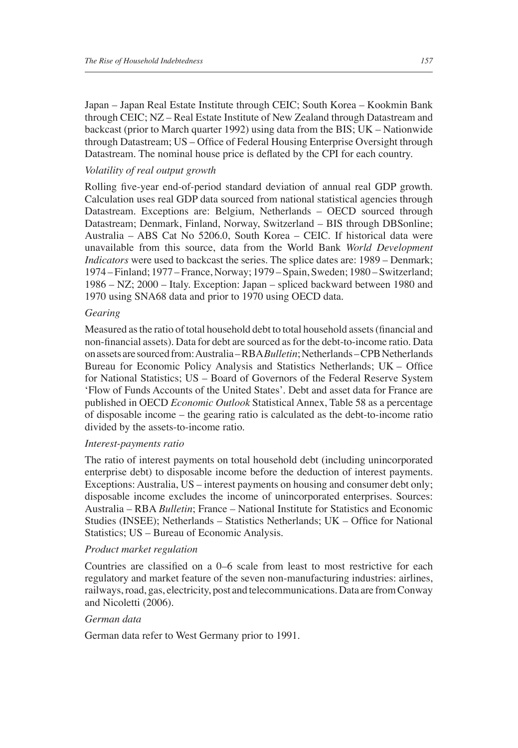Japan – Japan Real Estate Institute through CEIC; South Korea – Kookmin Bank through CEIC; NZ – Real Estate Institute of New Zealand through Datastream and backcast (prior to March quarter 1992) using data from the BIS; UK – Nationwide through Datastream; US – Office of Federal Housing Enterprise Oversight through Datastream. The nominal house price is deflated by the CPI for each country.

*Volatility of real output growth*

Rolling five-year end-of-period standard deviation of annual real GDP growth. Calculation uses real GDP data sourced from national statistical agencies through Datastream. Exceptions are: Belgium, Netherlands – OECD sourced through Datastream; Denmark, Finland, Norway, Switzerland – BIS through DBSonline; Australia – ABS Cat No 5206.0, South Korea – CEIC. If historical data were unavailable from this source, data from the World Bank *World Development Indicators* were used to backcast the series. The splice dates are: 1989 – Denmark; 1974 – Finland; 1977 – France, Norway; 1979 – Spain, Sweden; 1980 – Switzerland; 1986 – NZ; 2000 – Italy. Exception: Japan – spliced backward between 1980 and 1970 using SNA68 data and prior to 1970 using OECD data.

*Gearing*

Measured as the ratio of total household debt to total household assets (financial and non-financial assets). Data for debt are sourced as for the debt-to-income ratio. Data on assets are sourced from: Australia – RBA *Bulletin*; Netherlands – CPB Netherlands Bureau for Economic Policy Analysis and Statistics Netherlands; UK – Office for National Statistics; US – Board of Governors of the Federal Reserve System 'Flow of Funds Accounts of the United States'. Debt and asset data for France are published in OECD *Economic Outlook* Statistical Annex, Table 58 as a percentage of disposable income – the gearing ratio is calculated as the debt-to-income ratio divided by the assets-to-income ratio.

*Interest-payments ratio*

The ratio of interest payments on total household debt (including unincorporated enterprise debt) to disposable income before the deduction of interest payments. Exceptions: Australia, US – interest payments on housing and consumer debt only; disposable income excludes the income of unincorporated enterprises. Sources: Australia – RBA *Bulletin*; France – National Institute for Statistics and Economic Studies (INSEE); Netherlands – Statistics Netherlands; UK – Office for National Statistics; US – Bureau of Economic Analysis.

*Product market regulation*

Countries are classified on a 0–6 scale from least to most restrictive for each regulatory and market feature of the seven non-manufacturing industries: airlines, railways, road, gas, electricity, post and telecommunications. Data are from Conway and Nicoletti (2006).

*German data*

German data refer to West Germany prior to 1991.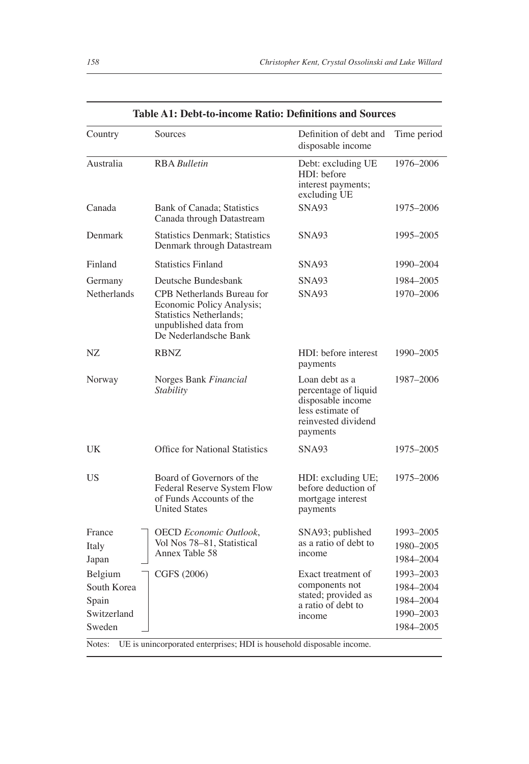**Table A1: Debt-to-income Ratio: Definitions and Sources**

| Country | Sources | Definition of debt and disposable income | Time period |
|---|---|---|---|
| Australia | RBA *Bulletin* | Debt: excluding UE HDI: before interest payments; excluding UE | 1976–2006 |
| Canada | Bank of Canada; Statistics Canada through Datastream | SNA93 | 1975–2006 |
| Denmark | Statistics Denmark; Statistics Denmark through Datastream | SNA93 | 1995–2005 |
| Finland | Statistics Finland | SNA93 | 1990–2004 |
| Germany | Deutsche Bundesbank | SNA93 | 1984–2005 |
| Netherlands | CPB Netherlands Bureau for Economic Policy Analysis; Statistics Netherlands; unpublished data from De Nederlandsche Bank | SNA93 | 1970–2006 |
| NZ | RBNZ | HDI: before interest payments | 1990–2005 |
| Norway | Norges Bank *Financial Stability* | Loan debt as a percentage of liquid disposable income less estimate of reinvested dividend payments | 1987–2006 |
| UK | Office for National Statistics | SNA93 | 1975–2005 |
| US | Board of Governors of the Federal Reserve System Flow of Funds Accounts of the United States | HDI: excluding UE; before deduction of mortgage interest payments | 1975–2006 |
| France | OECD *Economic Outlook*, Vol Nos 78–81, Statistical Annex Table 58 | SNA93; published as a ratio of debt to income | 1993–2005 |
| Italy | OECD *Economic Outlook*, Vol Nos 78–81, Statistical Annex Table 58 | SNA93; published as a ratio of debt to income | 1980–2005 |
| Japan | OECD *Economic Outlook*, Vol Nos 78–81, Statistical Annex Table 58 | SNA93; published as a ratio of debt to income | 1984–2004 |
| Belgium | CGFS (2006) | Exact treatment of components not stated; provided as a ratio of debt to income | 1993–2003 |
| South Korea | CGFS (2006) | Exact treatment of components not stated; provided as a ratio of debt to income | 1984–2004 |
| Spain | CGFS (2006) | Exact treatment of components not stated; provided as a ratio of debt to income | 1984–2004 |
| Switzerland | CGFS (2006) | Exact treatment of components not stated; provided as a ratio of debt to income | 1990–2003 |
| Sweden | CGFS (2006) | Exact treatment of components not stated; provided as a ratio of debt to income | 1984–2005 |

Notes: UE is unincorporated enterprises; HDI is household disposable income.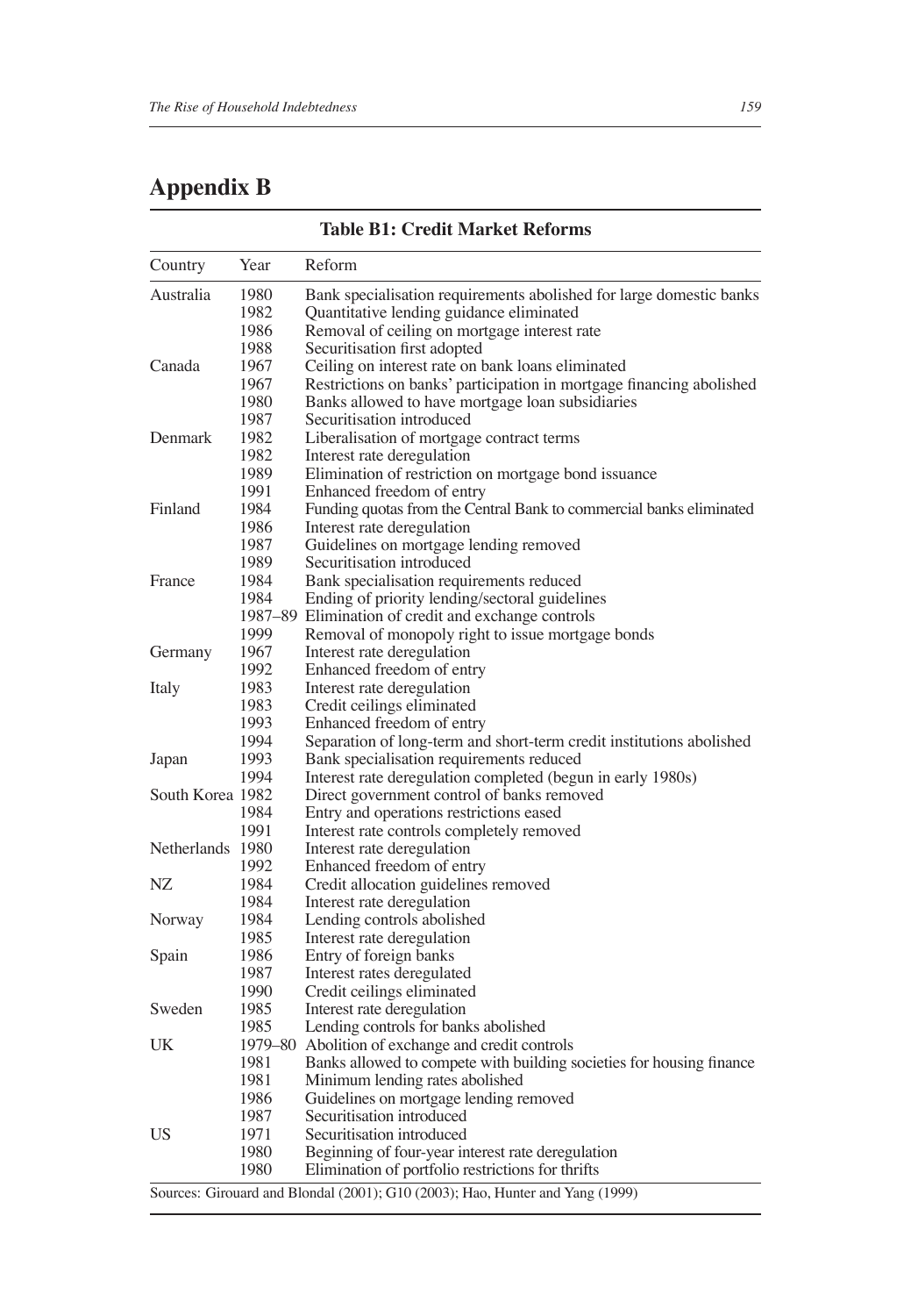## Appendix B

**Table B1: Credit Market Reforms**

| Country | Year | Reform |
|---|---|---|
| Australia | 1980 | Bank specialisation requirements abolished for large domestic banks |
| | 1982 | Quantitative lending guidance eliminated |
| | 1986 | Removal of ceiling on mortgage interest rate |
| | 1988 | Securitisation first adopted |
| Canada | 1967 | Ceiling on interest rate on bank loans eliminated |
| | 1967 | Restrictions on banks' participation in mortgage financing abolished |
| | 1980 | Banks allowed to have mortgage loan subsidiaries |
| | 1987 | Securitisation introduced |
| Denmark | 1982 | Liberalisation of mortgage contract terms |
| | 1982 | Interest rate deregulation |
| | 1989 | Elimination of restriction on mortgage bond issuance |
| | 1991 | Enhanced freedom of entry |
| Finland | 1984 | Funding quotas from the Central Bank to commercial banks eliminated |
| | 1986 | Interest rate deregulation |
| | 1987 | Guidelines on mortgage lending removed |
| | 1989 | Securitisation introduced |
| France | 1984 | Bank specialisation requirements reduced |
| | 1984 | Ending of priority lending/sectoral guidelines |
| | 1987–89 | Elimination of credit and exchange controls |
| | 1999 | Removal of monopoly right to issue mortgage bonds |
| Germany | 1967 | Interest rate deregulation |
| | 1992 | Enhanced freedom of entry |
| Italy | 1983 | Interest rate deregulation |
| | 1983 | Credit ceilings eliminated |
| | 1993 | Enhanced freedom of entry |
| | 1994 | Separation of long-term and short-term credit institutions abolished |
| Japan | 1993 | Bank specialisation requirements reduced |
| | 1994 | Interest rate deregulation completed (begun in early 1980s) |
| South Korea | 1982 | Direct government control of banks removed |
| | 1984 | Entry and operations restrictions eased |
| | 1991 | Interest rate controls completely removed |
| Netherlands | 1980 | Interest rate deregulation |
| | 1992 | Enhanced freedom of entry |
| NZ | 1984 | Credit allocation guidelines removed |
| | 1984 | Interest rate deregulation |
| Norway | 1984 | Lending controls abolished |
| | 1985 | Interest rate deregulation |
| Spain | 1986 | Entry of foreign banks |
| | 1987 | Interest rates deregulated |
| | 1990 | Credit ceilings eliminated |
| Sweden | 1985 | Interest rate deregulation |
| | 1985 | Lending controls for banks abolished |
| UK | 1979–80 | Abolition of exchange and credit controls |
| | 1981 | Banks allowed to compete with building societies for housing finance |
| | 1981 | Minimum lending rates abolished |
| | 1986 | Guidelines on mortgage lending removed |
| | 1987 | Securitisation introduced |
| US | 1971 | Securitisation introduced |
| | 1980 | Beginning of four-year interest rate deregulation |
| | 1980 | Elimination of portfolio restrictions for thrifts |

Sources: Girouard and Blondal (2001); G10 (2003); Hao, Hunter and Yang (1999)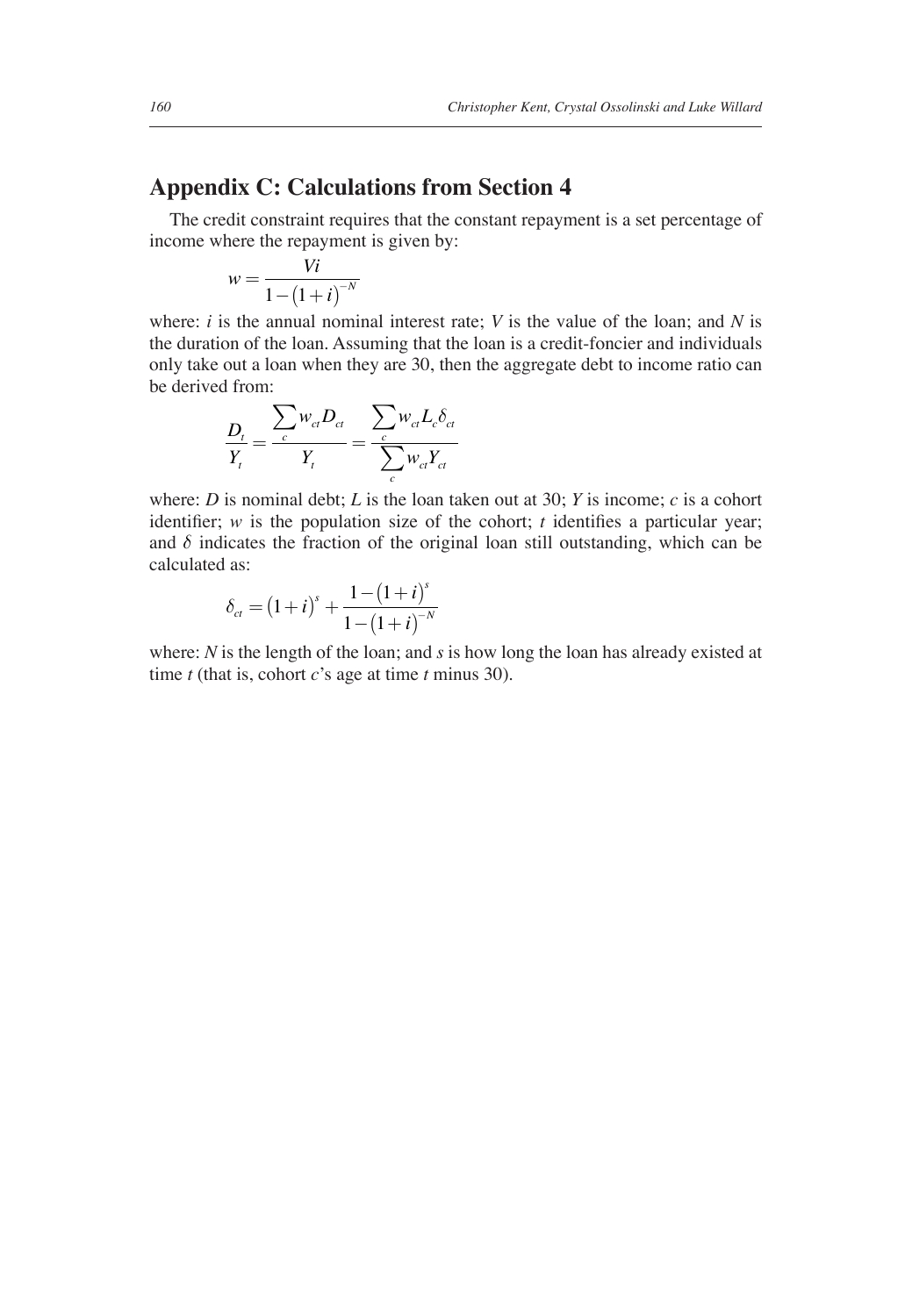## Appendix C: Calculations from Section 4

The credit constraint requires that the constant repayment is a set percentage of income where the repayment is given by:

$$w = \frac{Vi}{1-\left(1+i\right)^{-N}}$$

where: $i$ is the annual nominal interest rate; $V$ is the value of the loan; and $N$ is the duration of the loan. Assuming that the loan is a credit-foncier and individuals only take out a loan when they are 30, then the aggregate debt to income ratio can be derived from:

$$\frac{D_t}{Y_t} = \frac{\sum_c w_{ct} D_{ct}}{Y_t} = \frac{\sum_c w_{ct} L_c \delta_{ct}}{\sum_c w_{ct} Y_{ct}}$$

where: $D$ is nominal debt; $L$ is the loan taken out at 30; $Y$ is income; $c$ is a cohort identifier; $w$ is the population size of the cohort; $t$ identifies a particular year; and $\delta$ indicates the fraction of the original loan still outstanding, which can be calculated as:

$$\delta_{ct} = \left(1+i\right)^{s} + \frac{1-\left(1+i\right)^{s}}{1-\left(1+i\right)^{-N}}$$

where: $N$ is the length of the loan; and $s$ is how long the loan has already existed at time $t$ (that is, cohort $c$'s age at time $t$ minus 30).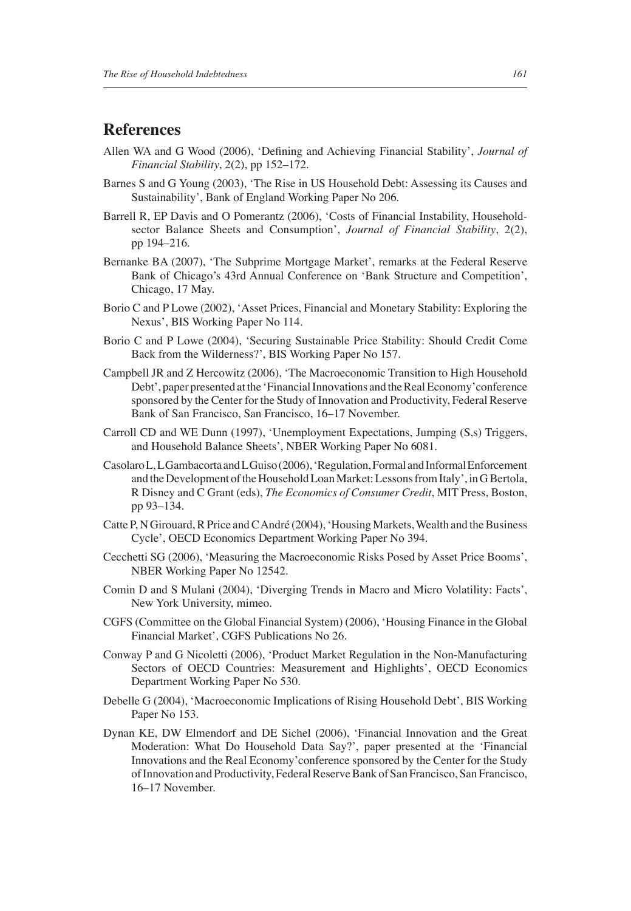## References

Allen WA and G Wood (2006), 'Defining and Achieving Financial Stability', *Journal of Financial Stability*, 2(2), pp 152–172.

Barnes S and G Young (2003), 'The Rise in US Household Debt: Assessing its Causes and Sustainability', Bank of England Working Paper No 206.

Barrell R, EP Davis and O Pomerantz (2006), 'Costs of Financial Instability, Household-sector Balance Sheets and Consumption', *Journal of Financial Stability*, 2(2), pp 194–216.

Bernanke BA (2007), 'The Subprime Mortgage Market', remarks at the Federal Reserve Bank of Chicago's 43rd Annual Conference on 'Bank Structure and Competition', Chicago, 17 May.

Borio C and P Lowe (2002), 'Asset Prices, Financial and Monetary Stability: Exploring the Nexus', BIS Working Paper No 114.

Borio C and P Lowe (2004), 'Securing Sustainable Price Stability: Should Credit Come Back from the Wilderness?', BIS Working Paper No 157.

Campbell JR and Z Hercowitz (2006), 'The Macroeconomic Transition to High Household Debt', paper presented at the 'Financial Innovations and the Real Economy' conference sponsored by the Center for the Study of Innovation and Productivity, Federal Reserve Bank of San Francisco, San Francisco, 16–17 November.

Carroll CD and WE Dunn (1997), 'Unemployment Expectations, Jumping (S,s) Triggers, and Household Balance Sheets', NBER Working Paper No 6081.

Casolaro L, L Gambacorta and L Guiso (2006), 'Regulation, Formal and Informal Enforcement and the Development of the Household Loan Market: Lessons from Italy', in G Bertola, R Disney and C Grant (eds), *The Economics of Consumer Credit*, MIT Press, Boston, pp 93–134.

Catte P, N Girouard, R Price and C André (2004), 'Housing Markets, Wealth and the Business Cycle', OECD Economics Department Working Paper No 394.

Cecchetti SG (2006), 'Measuring the Macroeconomic Risks Posed by Asset Price Booms', NBER Working Paper No 12542.

Comin D and S Mulani (2004), 'Diverging Trends in Macro and Micro Volatility: Facts', New York University, mimeo.

CGFS (Committee on the Global Financial System) (2006), 'Housing Finance in the Global Financial Market', CGFS Publications No 26.

Conway P and G Nicoletti (2006), 'Product Market Regulation in the Non-Manufacturing Sectors of OECD Countries: Measurement and Highlights', OECD Economics Department Working Paper No 530.

Debelle G (2004), 'Macroeconomic Implications of Rising Household Debt', BIS Working Paper No 153.

Dynan KE, DW Elmendorf and DE Sichel (2006), 'Financial Innovation and the Great Moderation: What Do Household Data Say?', paper presented at the 'Financial Innovations and the Real Economy' conference sponsored by the Center for the Study of Innovation and Productivity, Federal Reserve Bank of San Francisco, San Francisco, 16–17 November.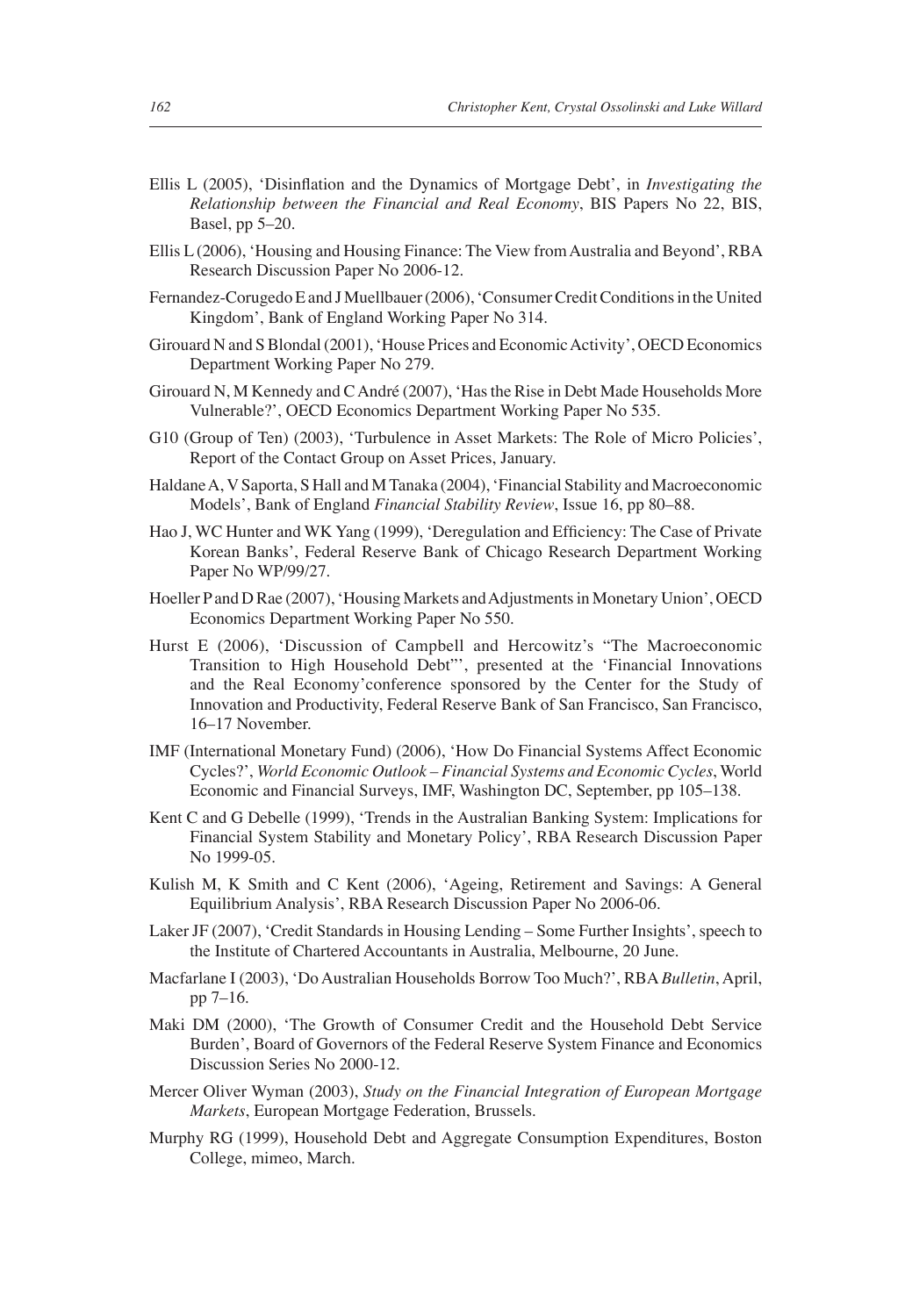Ellis L (2005), 'Disinflation and the Dynamics of Mortgage Debt', in *Investigating the Relationship between the Financial and Real Economy*, BIS Papers No 22, BIS, Basel, pp 5–20.

Ellis L (2006), 'Housing and Housing Finance: The View from Australia and Beyond', RBA Research Discussion Paper No 2006-12.

Fernandez-Corugedo E and J Muellbauer (2006), 'Consumer Credit Conditions in the United Kingdom', Bank of England Working Paper No 314.

Girouard N and S Blondal (2001), 'House Prices and Economic Activity', OECD Economics Department Working Paper No 279.

Girouard N, M Kennedy and C André (2007), 'Has the Rise in Debt Made Households More Vulnerable?', OECD Economics Department Working Paper No 535.

G10 (Group of Ten) (2003), 'Turbulence in Asset Markets: The Role of Micro Policies', Report of the Contact Group on Asset Prices, January.

Haldane A, V Saporta, S Hall and M Tanaka (2004), 'Financial Stability and Macroeconomic Models', Bank of England *Financial Stability Review*, Issue 16, pp 80–88.

Hao J, WC Hunter and WK Yang (1999), 'Deregulation and Efficiency: The Case of Private Korean Banks', Federal Reserve Bank of Chicago Research Department Working Paper No WP/99/27.

Hoeller P and D Rae (2007), 'Housing Markets and Adjustments in Monetary Union', OECD Economics Department Working Paper No 550.

Hurst E (2006), 'Discussion of Campbell and Hercowitz's "The Macroeconomic Transition to High Household Debt"', presented at the 'Financial Innovations and the Real Economy'conference sponsored by the Center for the Study of Innovation and Productivity, Federal Reserve Bank of San Francisco, San Francisco, 16–17 November.

IMF (International Monetary Fund) (2006), 'How Do Financial Systems Affect Economic Cycles?', *World Economic Outlook – Financial Systems and Economic Cycles*, World Economic and Financial Surveys, IMF, Washington DC, September, pp 105–138.

Kent C and G Debelle (1999), 'Trends in the Australian Banking System: Implications for Financial System Stability and Monetary Policy', RBA Research Discussion Paper No 1999-05.

Kulish M, K Smith and C Kent (2006), 'Ageing, Retirement and Savings: A General Equilibrium Analysis', RBA Research Discussion Paper No 2006-06.

Laker JF (2007), 'Credit Standards in Housing Lending – Some Further Insights', speech to the Institute of Chartered Accountants in Australia, Melbourne, 20 June.

Macfarlane I (2003), 'Do Australian Households Borrow Too Much?', RBA *Bulletin*, April, pp 7–16.

Maki DM (2000), 'The Growth of Consumer Credit and the Household Debt Service Burden', Board of Governors of the Federal Reserve System Finance and Economics Discussion Series No 2000-12.

Mercer Oliver Wyman (2003), *Study on the Financial Integration of European Mortgage Markets*, European Mortgage Federation, Brussels.

Murphy RG (1999), Household Debt and Aggregate Consumption Expenditures, Boston College, mimeo, March.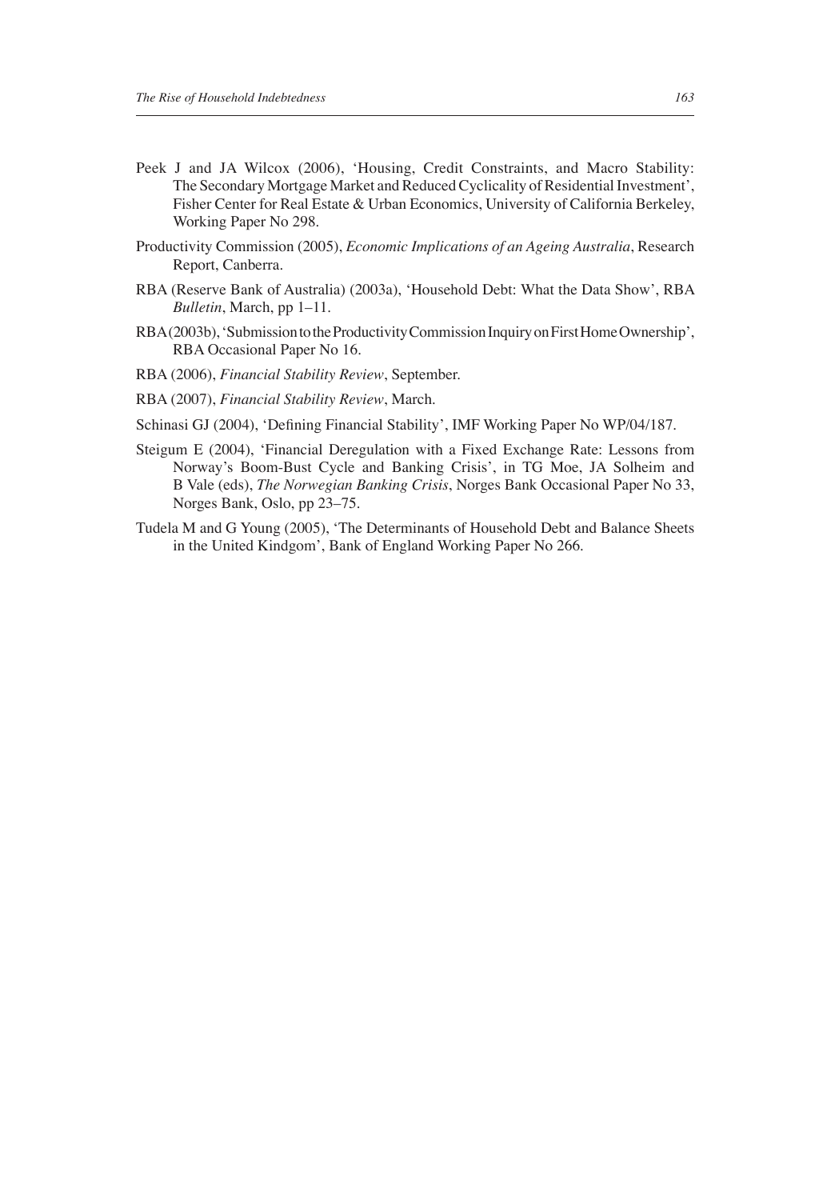Peek J and JA Wilcox (2006), 'Housing, Credit Constraints, and Macro Stability: The Secondary Mortgage Market and Reduced Cyclicality of Residential Investment', Fisher Center for Real Estate & Urban Economics, University of California Berkeley, Working Paper No 298.

Productivity Commission (2005), *Economic Implications of an Ageing Australia*, Research Report, Canberra.

RBA (Reserve Bank of Australia) (2003a), 'Household Debt: What the Data Show', RBA *Bulletin*, March, pp 1–11.

RBA (2003b), 'Submission to the Productivity Commission Inquiry on First Home Ownership', RBA Occasional Paper No 16.

RBA (2006), *Financial Stability Review*, September.

RBA (2007), *Financial Stability Review*, March.

Schinasi GJ (2004), 'Defining Financial Stability', IMF Working Paper No WP/04/187.

Steigum E (2004), 'Financial Deregulation with a Fixed Exchange Rate: Lessons from Norway's Boom-Bust Cycle and Banking Crisis', in TG Moe, JA Solheim and B Vale (eds), *The Norwegian Banking Crisis*, Norges Bank Occasional Paper No 33, Norges Bank, Oslo, pp 23–75.

Tudela M and G Young (2005), 'The Determinants of Household Debt and Balance Sheets in the United Kindgom', Bank of England Working Paper No 266.